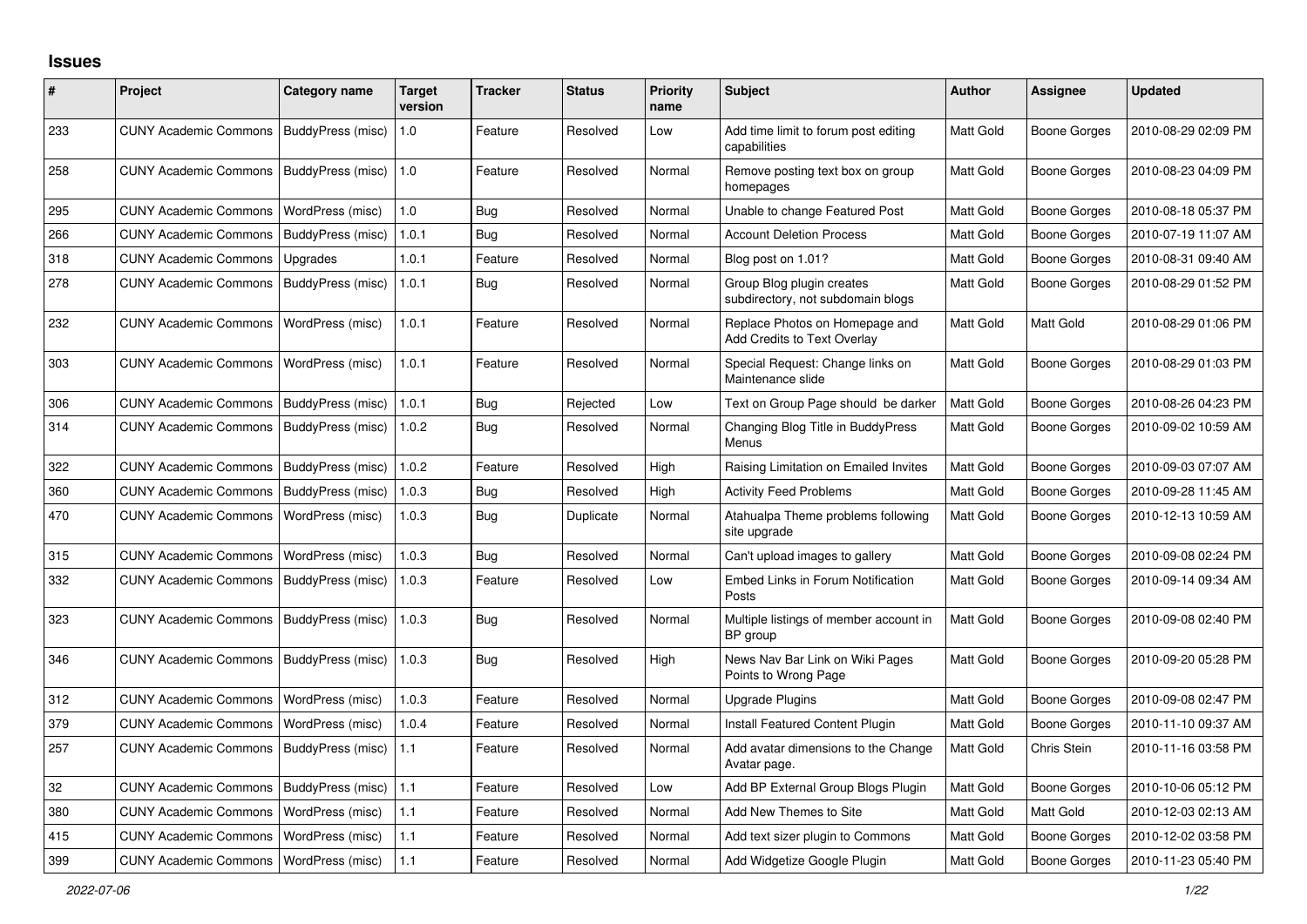# Issues

| # | Project | Category name | Target version | Tracker | Status | Priority name | Subject | Author | Assignee | Updated |
|---|---|---|---|---|---|---|---|---|---|---|
| 233 | CUNY Academic Commons | BuddyPress (misc) | 1.0 | Feature | Resolved | Low | Add time limit to forum post editing capabilities | Matt Gold | Boone Gorges | 2010-08-29 02:09 PM |
| 258 | CUNY Academic Commons | BuddyPress (misc) | 1.0 | Feature | Resolved | Normal | Remove posting text box on group homepages | Matt Gold | Boone Gorges | 2010-08-23 04:09 PM |
| 295 | CUNY Academic Commons | WordPress (misc) | 1.0 | Bug | Resolved | Normal | Unable to change Featured Post | Matt Gold | Boone Gorges | 2010-08-18 05:37 PM |
| 266 | CUNY Academic Commons | BuddyPress (misc) | 1.0.1 | Bug | Resolved | Normal | Account Deletion Process | Matt Gold | Boone Gorges | 2010-07-19 11:07 AM |
| 318 | CUNY Academic Commons | Upgrades | 1.0.1 | Feature | Resolved | Normal | Blog post on 1.01? | Matt Gold | Boone Gorges | 2010-08-31 09:40 AM |
| 278 | CUNY Academic Commons | BuddyPress (misc) | 1.0.1 | Bug | Resolved | Normal | Group Blog plugin creates subdirectory, not subdomain blogs | Matt Gold | Boone Gorges | 2010-08-29 01:52 PM |
| 232 | CUNY Academic Commons | WordPress (misc) | 1.0.1 | Feature | Resolved | Normal | Replace Photos on Homepage and Add Credits to Text Overlay | Matt Gold | Matt Gold | 2010-08-29 01:06 PM |
| 303 | CUNY Academic Commons | WordPress (misc) | 1.0.1 | Feature | Resolved | Normal | Special Request: Change links on Maintenance slide | Matt Gold | Boone Gorges | 2010-08-29 01:03 PM |
| 306 | CUNY Academic Commons | BuddyPress (misc) | 1.0.1 | Bug | Rejected | Low | Text on Group Page should be darker | Matt Gold | Boone Gorges | 2010-08-26 04:23 PM |
| 314 | CUNY Academic Commons | BuddyPress (misc) | 1.0.2 | Bug | Resolved | Normal | Changing Blog Title in BuddyPress Menus | Matt Gold | Boone Gorges | 2010-09-02 10:59 AM |
| 322 | CUNY Academic Commons | BuddyPress (misc) | 1.0.2 | Feature | Resolved | High | Raising Limitation on Emailed Invites | Matt Gold | Boone Gorges | 2010-09-03 07:07 AM |
| 360 | CUNY Academic Commons | BuddyPress (misc) | 1.0.3 | Bug | Resolved | High | Activity Feed Problems | Matt Gold | Boone Gorges | 2010-09-28 11:45 AM |
| 470 | CUNY Academic Commons | WordPress (misc) | 1.0.3 | Bug | Duplicate | Normal | Atahualpa Theme problems following site upgrade | Matt Gold | Boone Gorges | 2010-12-13 10:59 AM |
| 315 | CUNY Academic Commons | WordPress (misc) | 1.0.3 | Bug | Resolved | Normal | Can't upload images to gallery | Matt Gold | Boone Gorges | 2010-09-08 02:24 PM |
| 332 | CUNY Academic Commons | BuddyPress (misc) | 1.0.3 | Feature | Resolved | Low | Embed Links in Forum Notification Posts | Matt Gold | Boone Gorges | 2010-09-14 09:34 AM |
| 323 | CUNY Academic Commons | BuddyPress (misc) | 1.0.3 | Bug | Resolved | Normal | Multiple listings of member account in BP group | Matt Gold | Boone Gorges | 2010-09-08 02:40 PM |
| 346 | CUNY Academic Commons | BuddyPress (misc) | 1.0.3 | Bug | Resolved | High | News Nav Bar Link on Wiki Pages Points to Wrong Page | Matt Gold | Boone Gorges | 2010-09-20 05:28 PM |
| 312 | CUNY Academic Commons | WordPress (misc) | 1.0.3 | Feature | Resolved | Normal | Upgrade Plugins | Matt Gold | Boone Gorges | 2010-09-08 02:47 PM |
| 379 | CUNY Academic Commons | WordPress (misc) | 1.0.4 | Feature | Resolved | Normal | Install Featured Content Plugin | Matt Gold | Boone Gorges | 2010-11-10 09:37 AM |
| 257 | CUNY Academic Commons | BuddyPress (misc) | 1.1 | Feature | Resolved | Normal | Add avatar dimensions to the Change Avatar page. | Matt Gold | Chris Stein | 2010-11-16 03:58 PM |
| 32 | CUNY Academic Commons | BuddyPress (misc) | 1.1 | Feature | Resolved | Low | Add BP External Group Blogs Plugin | Matt Gold | Boone Gorges | 2010-10-06 05:12 PM |
| 380 | CUNY Academic Commons | WordPress (misc) | 1.1 | Feature | Resolved | Normal | Add New Themes to Site | Matt Gold | Matt Gold | 2010-12-03 02:13 AM |
| 415 | CUNY Academic Commons | WordPress (misc) | 1.1 | Feature | Resolved | Normal | Add text sizer plugin to Commons | Matt Gold | Boone Gorges | 2010-12-02 03:58 PM |
| 399 | CUNY Academic Commons | WordPress (misc) | 1.1 | Feature | Resolved | Normal | Add Widgetize Google Plugin | Matt Gold | Boone Gorges | 2010-11-23 05:40 PM |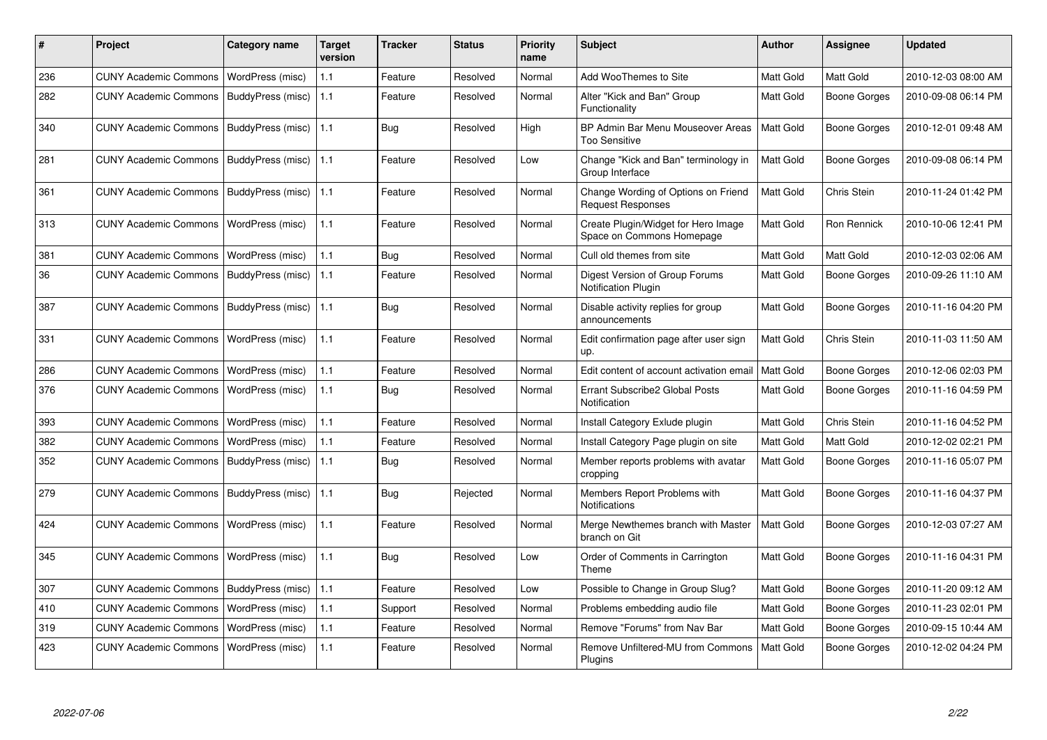| # | Project | Category name | Target version | Tracker | Status | Priority name | Subject | Author | Assignee | Updated |
|---|---|---|---|---|---|---|---|---|---|---|
| 236 | CUNY Academic Commons | WordPress (misc) | 1.1 | Feature | Resolved | Normal | Add WooThemes to Site | Matt Gold | Matt Gold | 2010-12-03 08:00 AM |
| 282 | CUNY Academic Commons | BuddyPress (misc) | 1.1 | Feature | Resolved | Normal | Alter "Kick and Ban" Group Functionality | Matt Gold | Boone Gorges | 2010-09-08 06:14 PM |
| 340 | CUNY Academic Commons | BuddyPress (misc) | 1.1 | Bug | Resolved | High | BP Admin Bar Menu Mouseover Areas Too Sensitive | Matt Gold | Boone Gorges | 2010-12-01 09:48 AM |
| 281 | CUNY Academic Commons | BuddyPress (misc) | 1.1 | Feature | Resolved | Low | Change "Kick and Ban" terminology in Group Interface | Matt Gold | Boone Gorges | 2010-09-08 06:14 PM |
| 361 | CUNY Academic Commons | BuddyPress (misc) | 1.1 | Feature | Resolved | Normal | Change Wording of Options on Friend Request Responses | Matt Gold | Chris Stein | 2010-11-24 01:42 PM |
| 313 | CUNY Academic Commons | WordPress (misc) | 1.1 | Feature | Resolved | Normal | Create Plugin/Widget for Hero Image Space on Commons Homepage | Matt Gold | Ron Rennick | 2010-10-06 12:41 PM |
| 381 | CUNY Academic Commons | WordPress (misc) | 1.1 | Bug | Resolved | Normal | Cull old themes from site | Matt Gold | Matt Gold | 2010-12-03 02:06 AM |
| 36 | CUNY Academic Commons | BuddyPress (misc) | 1.1 | Feature | Resolved | Normal | Digest Version of Group Forums Notification Plugin | Matt Gold | Boone Gorges | 2010-09-26 11:10 AM |
| 387 | CUNY Academic Commons | BuddyPress (misc) | 1.1 | Bug | Resolved | Normal | Disable activity replies for group announcements | Matt Gold | Boone Gorges | 2010-11-16 04:20 PM |
| 331 | CUNY Academic Commons | WordPress (misc) | 1.1 | Feature | Resolved | Normal | Edit confirmation page after user sign up. | Matt Gold | Chris Stein | 2010-11-03 11:50 AM |
| 286 | CUNY Academic Commons | WordPress (misc) | 1.1 | Feature | Resolved | Normal | Edit content of account activation email | Matt Gold | Boone Gorges | 2010-12-06 02:03 PM |
| 376 | CUNY Academic Commons | WordPress (misc) | 1.1 | Bug | Resolved | Normal | Errant Subscribe2 Global Posts Notification | Matt Gold | Boone Gorges | 2010-11-16 04:59 PM |
| 393 | CUNY Academic Commons | WordPress (misc) | 1.1 | Feature | Resolved | Normal | Install Category Exlude plugin | Matt Gold | Chris Stein | 2010-11-16 04:52 PM |
| 382 | CUNY Academic Commons | WordPress (misc) | 1.1 | Feature | Resolved | Normal | Install Category Page plugin on site | Matt Gold | Matt Gold | 2010-12-02 02:21 PM |
| 352 | CUNY Academic Commons | BuddyPress (misc) | 1.1 | Bug | Resolved | Normal | Member reports problems with avatar cropping | Matt Gold | Boone Gorges | 2010-11-16 05:07 PM |
| 279 | CUNY Academic Commons | BuddyPress (misc) | 1.1 | Bug | Rejected | Normal | Members Report Problems with Notifications | Matt Gold | Boone Gorges | 2010-11-16 04:37 PM |
| 424 | CUNY Academic Commons | WordPress (misc) | 1.1 | Feature | Resolved | Normal | Merge Newthemes branch with Master branch on Git | Matt Gold | Boone Gorges | 2010-12-03 07:27 AM |
| 345 | CUNY Academic Commons | WordPress (misc) | 1.1 | Bug | Resolved | Low | Order of Comments in Carrington Theme | Matt Gold | Boone Gorges | 2010-11-16 04:31 PM |
| 307 | CUNY Academic Commons | BuddyPress (misc) | 1.1 | Feature | Resolved | Low | Possible to Change in Group Slug? | Matt Gold | Boone Gorges | 2010-11-20 09:12 AM |
| 410 | CUNY Academic Commons | WordPress (misc) | 1.1 | Support | Resolved | Normal | Problems embedding audio file | Matt Gold | Boone Gorges | 2010-11-23 02:01 PM |
| 319 | CUNY Academic Commons | WordPress (misc) | 1.1 | Feature | Resolved | Normal | Remove "Forums" from Nav Bar | Matt Gold | Boone Gorges | 2010-09-15 10:44 AM |
| 423 | CUNY Academic Commons | WordPress (misc) | 1.1 | Feature | Resolved | Normal | Remove Unfiltered-MU from Commons Plugins | Matt Gold | Boone Gorges | 2010-12-02 04:24 PM |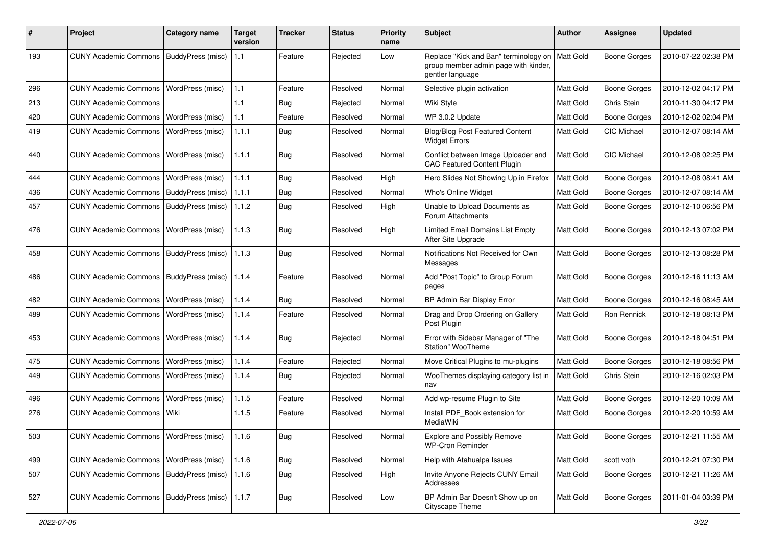| # | Project | Category name | Target version | Tracker | Status | Priority name | Subject | Author | Assignee | Updated |
|---|---|---|---|---|---|---|---|---|---|---|
| 193 | CUNY Academic Commons | BuddyPress (misc) | 1.1 | Feature | Rejected | Low | Replace "Kick and Ban" terminology on group member admin page with kinder, gentler language | Matt Gold | Boone Gorges | 2010-07-22 02:38 PM |
| 296 | CUNY Academic Commons | WordPress (misc) | 1.1 | Feature | Resolved | Normal | Selective plugin activation | Matt Gold | Boone Gorges | 2010-12-02 04:17 PM |
| 213 | CUNY Academic Commons | | 1.1 | Bug | Rejected | Normal | Wiki Style | Matt Gold | Chris Stein | 2010-11-30 04:17 PM |
| 420 | CUNY Academic Commons | WordPress (misc) | 1.1 | Feature | Resolved | Normal | WP 3.0.2 Update | Matt Gold | Boone Gorges | 2010-12-02 02:04 PM |
| 419 | CUNY Academic Commons | WordPress (misc) | 1.1.1 | Bug | Resolved | Normal | Blog/Blog Post Featured Content Widget Errors | Matt Gold | CIC Michael | 2010-12-07 08:14 AM |
| 440 | CUNY Academic Commons | WordPress (misc) | 1.1.1 | Bug | Resolved | Normal | Conflict between Image Uploader and CAC Featured Content Plugin | Matt Gold | CIC Michael | 2010-12-08 02:25 PM |
| 444 | CUNY Academic Commons | WordPress (misc) | 1.1.1 | Bug | Resolved | High | Hero Slides Not Showing Up in Firefox | Matt Gold | Boone Gorges | 2010-12-08 08:41 AM |
| 436 | CUNY Academic Commons | BuddyPress (misc) | 1.1.1 | Bug | Resolved | Normal | Who's Online Widget | Matt Gold | Boone Gorges | 2010-12-07 08:14 AM |
| 457 | CUNY Academic Commons | BuddyPress (misc) | 1.1.2 | Bug | Resolved | High | Unable to Upload Documents as Forum Attachments | Matt Gold | Boone Gorges | 2010-12-10 06:56 PM |
| 476 | CUNY Academic Commons | WordPress (misc) | 1.1.3 | Bug | Resolved | High | Limited Email Domains List Empty After Site Upgrade | Matt Gold | Boone Gorges | 2010-12-13 07:02 PM |
| 458 | CUNY Academic Commons | BuddyPress (misc) | 1.1.3 | Bug | Resolved | Normal | Notifications Not Received for Own Messages | Matt Gold | Boone Gorges | 2010-12-13 08:28 PM |
| 486 | CUNY Academic Commons | BuddyPress (misc) | 1.1.4 | Feature | Resolved | Normal | Add "Post Topic" to Group Forum pages | Matt Gold | Boone Gorges | 2010-12-16 11:13 AM |
| 482 | CUNY Academic Commons | WordPress (misc) | 1.1.4 | Bug | Resolved | Normal | BP Admin Bar Display Error | Matt Gold | Boone Gorges | 2010-12-16 08:45 AM |
| 489 | CUNY Academic Commons | WordPress (misc) | 1.1.4 | Feature | Resolved | Normal | Drag and Drop Ordering on Gallery Post Plugin | Matt Gold | Ron Rennick | 2010-12-18 08:13 PM |
| 453 | CUNY Academic Commons | WordPress (misc) | 1.1.4 | Bug | Rejected | Normal | Error with Sidebar Manager of "The Station" WooTheme | Matt Gold | Boone Gorges | 2010-12-18 04:51 PM |
| 475 | CUNY Academic Commons | WordPress (misc) | 1.1.4 | Feature | Rejected | Normal | Move Critical Plugins to mu-plugins | Matt Gold | Boone Gorges | 2010-12-18 08:56 PM |
| 449 | CUNY Academic Commons | WordPress (misc) | 1.1.4 | Bug | Rejected | Normal | WooThemes displaying category list in nav | Matt Gold | Chris Stein | 2010-12-16 02:03 PM |
| 496 | CUNY Academic Commons | WordPress (misc) | 1.1.5 | Feature | Resolved | Normal | Add wp-resume Plugin to Site | Matt Gold | Boone Gorges | 2010-12-20 10:09 AM |
| 276 | CUNY Academic Commons | Wiki | 1.1.5 | Feature | Resolved | Normal | Install PDF_Book extension for MediaWiki | Matt Gold | Boone Gorges | 2010-12-20 10:59 AM |
| 503 | CUNY Academic Commons | WordPress (misc) | 1.1.6 | Bug | Resolved | Normal | Explore and Possibly Remove WP-Cron Reminder | Matt Gold | Boone Gorges | 2010-12-21 11:55 AM |
| 499 | CUNY Academic Commons | WordPress (misc) | 1.1.6 | Bug | Resolved | Normal | Help with Atahualpa Issues | Matt Gold | scott voth | 2010-12-21 07:30 PM |
| 507 | CUNY Academic Commons | BuddyPress (misc) | 1.1.6 | Bug | Resolved | High | Invite Anyone Rejects CUNY Email Addresses | Matt Gold | Boone Gorges | 2010-12-21 11:26 AM |
| 527 | CUNY Academic Commons | BuddyPress (misc) | 1.1.7 | Bug | Resolved | Low | BP Admin Bar Doesn't Show up on Cityscape Theme | Matt Gold | Boone Gorges | 2011-01-04 03:39 PM |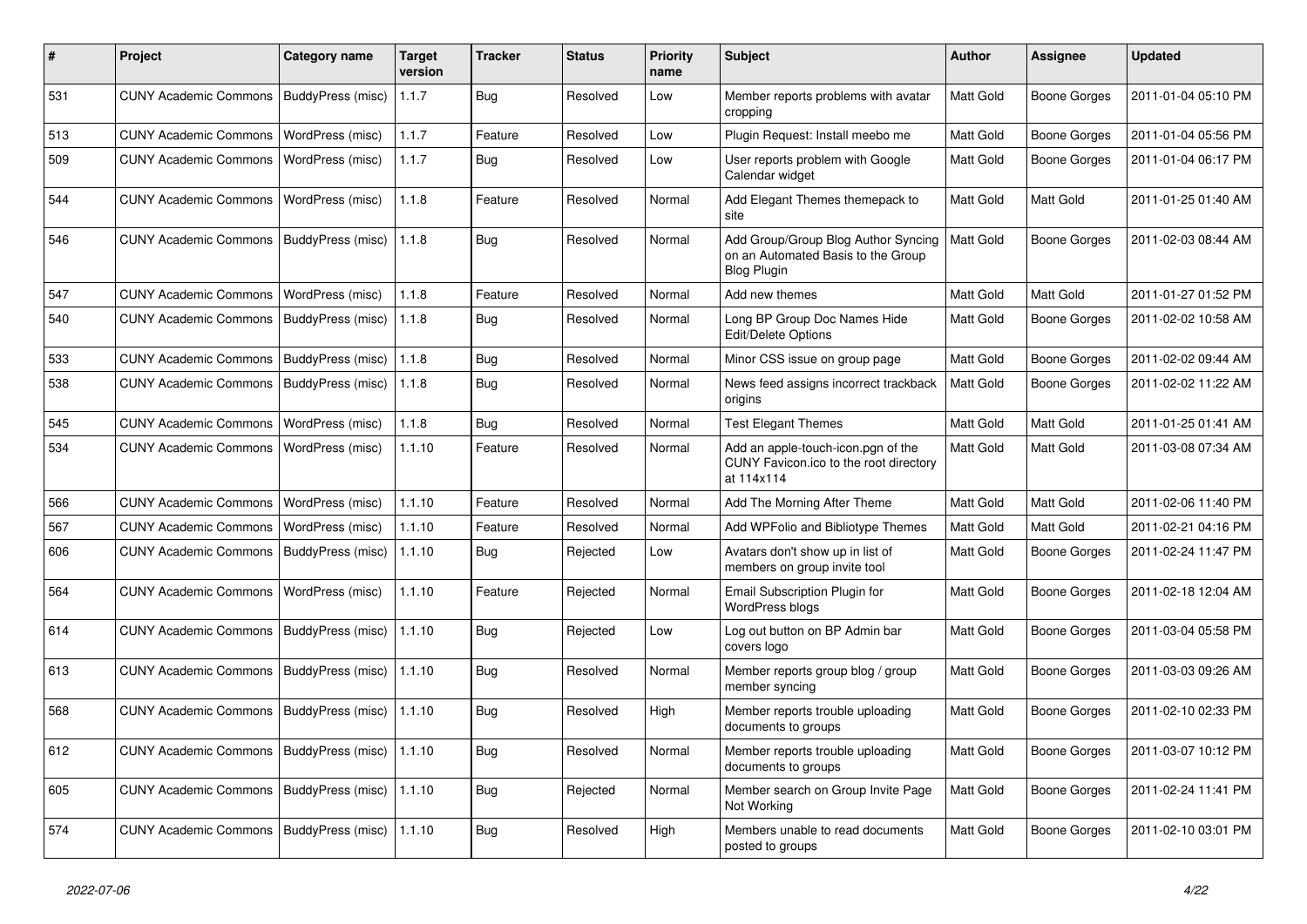| # | Project | Category name | Target version | Tracker | Status | Priority name | Subject | Author | Assignee | Updated |
|---|---|---|---|---|---|---|---|---|---|---|
| 531 | CUNY Academic Commons | BuddyPress (misc) | 1.1.7 | Bug | Resolved | Low | Member reports problems with avatar cropping | Matt Gold | Boone Gorges | 2011-01-04 05:10 PM |
| 513 | CUNY Academic Commons | WordPress (misc) | 1.1.7 | Feature | Resolved | Low | Plugin Request: Install meebo me | Matt Gold | Boone Gorges | 2011-01-04 05:56 PM |
| 509 | CUNY Academic Commons | WordPress (misc) | 1.1.7 | Bug | Resolved | Low | User reports problem with Google Calendar widget | Matt Gold | Boone Gorges | 2011-01-04 06:17 PM |
| 544 | CUNY Academic Commons | WordPress (misc) | 1.1.8 | Feature | Resolved | Normal | Add Elegant Themes themepack to site | Matt Gold | Matt Gold | 2011-01-25 01:40 AM |
| 546 | CUNY Academic Commons | BuddyPress (misc) | 1.1.8 | Bug | Resolved | Normal | Add Group/Group Blog Author Syncing on an Automated Basis to the Group Blog Plugin | Matt Gold | Boone Gorges | 2011-02-03 08:44 AM |
| 547 | CUNY Academic Commons | WordPress (misc) | 1.1.8 | Feature | Resolved | Normal | Add new themes | Matt Gold | Matt Gold | 2011-01-27 01:52 PM |
| 540 | CUNY Academic Commons | BuddyPress (misc) | 1.1.8 | Bug | Resolved | Normal | Long BP Group Doc Names Hide Edit/Delete Options | Matt Gold | Boone Gorges | 2011-02-02 10:58 AM |
| 533 | CUNY Academic Commons | BuddyPress (misc) | 1.1.8 | Bug | Resolved | Normal | Minor CSS issue on group page | Matt Gold | Boone Gorges | 2011-02-02 09:44 AM |
| 538 | CUNY Academic Commons | BuddyPress (misc) | 1.1.8 | Bug | Resolved | Normal | News feed assigns incorrect trackback origins | Matt Gold | Boone Gorges | 2011-02-02 11:22 AM |
| 545 | CUNY Academic Commons | WordPress (misc) | 1.1.8 | Bug | Resolved | Normal | Test Elegant Themes | Matt Gold | Matt Gold | 2011-01-25 01:41 AM |
| 534 | CUNY Academic Commons | WordPress (misc) | 1.1.10 | Feature | Resolved | Normal | Add an apple-touch-icon.pgn of the CUNY Favicon.ico to the root directory at 114x114 | Matt Gold | Matt Gold | 2011-03-08 07:34 AM |
| 566 | CUNY Academic Commons | WordPress (misc) | 1.1.10 | Feature | Resolved | Normal | Add The Morning After Theme | Matt Gold | Matt Gold | 2011-02-06 11:40 PM |
| 567 | CUNY Academic Commons | WordPress (misc) | 1.1.10 | Feature | Resolved | Normal | Add WPFolio and Bibliotype Themes | Matt Gold | Matt Gold | 2011-02-21 04:16 PM |
| 606 | CUNY Academic Commons | BuddyPress (misc) | 1.1.10 | Bug | Rejected | Low | Avatars don't show up in list of members on group invite tool | Matt Gold | Boone Gorges | 2011-02-24 11:47 PM |
| 564 | CUNY Academic Commons | WordPress (misc) | 1.1.10 | Feature | Rejected | Normal | Email Subscription Plugin for WordPress blogs | Matt Gold | Boone Gorges | 2011-02-18 12:04 AM |
| 614 | CUNY Academic Commons | BuddyPress (misc) | 1.1.10 | Bug | Rejected | Low | Log out button on BP Admin bar covers logo | Matt Gold | Boone Gorges | 2011-03-04 05:58 PM |
| 613 | CUNY Academic Commons | BuddyPress (misc) | 1.1.10 | Bug | Resolved | Normal | Member reports group blog / group member syncing | Matt Gold | Boone Gorges | 2011-03-03 09:26 AM |
| 568 | CUNY Academic Commons | BuddyPress (misc) | 1.1.10 | Bug | Resolved | High | Member reports trouble uploading documents to groups | Matt Gold | Boone Gorges | 2011-02-10 02:33 PM |
| 612 | CUNY Academic Commons | BuddyPress (misc) | 1.1.10 | Bug | Resolved | Normal | Member reports trouble uploading documents to groups | Matt Gold | Boone Gorges | 2011-03-07 10:12 PM |
| 605 | CUNY Academic Commons | BuddyPress (misc) | 1.1.10 | Bug | Rejected | Normal | Member search on Group Invite Page Not Working | Matt Gold | Boone Gorges | 2011-02-24 11:41 PM |
| 574 | CUNY Academic Commons | BuddyPress (misc) | 1.1.10 | Bug | Resolved | High | Members unable to read documents posted to groups | Matt Gold | Boone Gorges | 2011-02-10 03:01 PM |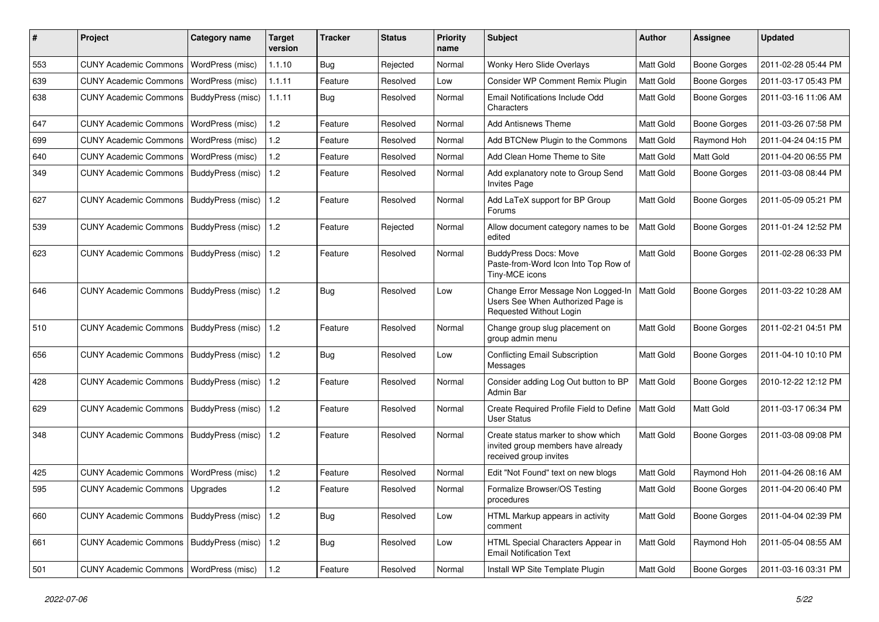| # | Project | Category name | Target version | Tracker | Status | Priority name | Subject | Author | Assignee | Updated |
|---|---|---|---|---|---|---|---|---|---|---|
| 553 | CUNY Academic Commons | WordPress (misc) | 1.1.10 | Bug | Rejected | Normal | Wonky Hero Slide Overlays | Matt Gold | Boone Gorges | 2011-02-28 05:44 PM |
| 639 | CUNY Academic Commons | WordPress (misc) | 1.1.11 | Feature | Resolved | Low | Consider WP Comment Remix Plugin | Matt Gold | Boone Gorges | 2011-03-17 05:43 PM |
| 638 | CUNY Academic Commons | BuddyPress (misc) | 1.1.11 | Bug | Resolved | Normal | Email Notifications Include Odd Characters | Matt Gold | Boone Gorges | 2011-03-16 11:06 AM |
| 647 | CUNY Academic Commons | WordPress (misc) | 1.2 | Feature | Resolved | Normal | Add Antisnews Theme | Matt Gold | Boone Gorges | 2011-03-26 07:58 PM |
| 699 | CUNY Academic Commons | WordPress (misc) | 1.2 | Feature | Resolved | Normal | Add BTCNew Plugin to the Commons | Matt Gold | Raymond Hoh | 2011-04-24 04:15 PM |
| 640 | CUNY Academic Commons | WordPress (misc) | 1.2 | Feature | Resolved | Normal | Add Clean Home Theme to Site | Matt Gold | Matt Gold | 2011-04-20 06:55 PM |
| 349 | CUNY Academic Commons | BuddyPress (misc) | 1.2 | Feature | Resolved | Normal | Add explanatory note to Group Send Invites Page | Matt Gold | Boone Gorges | 2011-03-08 08:44 PM |
| 627 | CUNY Academic Commons | BuddyPress (misc) | 1.2 | Feature | Resolved | Normal | Add LaTeX support for BP Group Forums | Matt Gold | Boone Gorges | 2011-05-09 05:21 PM |
| 539 | CUNY Academic Commons | BuddyPress (misc) | 1.2 | Feature | Rejected | Normal | Allow document category names to be edited | Matt Gold | Boone Gorges | 2011-01-24 12:52 PM |
| 623 | CUNY Academic Commons | BuddyPress (misc) | 1.2 | Feature | Resolved | Normal | BuddyPress Docs: Move Paste-from-Word Icon Into Top Row of Tiny-MCE icons | Matt Gold | Boone Gorges | 2011-02-28 06:33 PM |
| 646 | CUNY Academic Commons | BuddyPress (misc) | 1.2 | Bug | Resolved | Low | Change Error Message Non Logged-In Users See When Authorized Page is Requested Without Login | Matt Gold | Boone Gorges | 2011-03-22 10:28 AM |
| 510 | CUNY Academic Commons | BuddyPress (misc) | 1.2 | Feature | Resolved | Normal | Change group slug placement on group admin menu | Matt Gold | Boone Gorges | 2011-02-21 04:51 PM |
| 656 | CUNY Academic Commons | BuddyPress (misc) | 1.2 | Bug | Resolved | Low | Conflicting Email Subscription Messages | Matt Gold | Boone Gorges | 2011-04-10 10:10 PM |
| 428 | CUNY Academic Commons | BuddyPress (misc) | 1.2 | Feature | Resolved | Normal | Consider adding Log Out button to BP Admin Bar | Matt Gold | Boone Gorges | 2010-12-22 12:12 PM |
| 629 | CUNY Academic Commons | BuddyPress (misc) | 1.2 | Feature | Resolved | Normal | Create Required Profile Field to Define User Status | Matt Gold | Matt Gold | 2011-03-17 06:34 PM |
| 348 | CUNY Academic Commons | BuddyPress (misc) | 1.2 | Feature | Resolved | Normal | Create status marker to show which invited group members have already received group invites | Matt Gold | Boone Gorges | 2011-03-08 09:08 PM |
| 425 | CUNY Academic Commons | WordPress (misc) | 1.2 | Feature | Resolved | Normal | Edit "Not Found" text on new blogs | Matt Gold | Raymond Hoh | 2011-04-26 08:16 AM |
| 595 | CUNY Academic Commons | Upgrades | 1.2 | Feature | Resolved | Normal | Formalize Browser/OS Testing procedures | Matt Gold | Boone Gorges | 2011-04-20 06:40 PM |
| 660 | CUNY Academic Commons | BuddyPress (misc) | 1.2 | Bug | Resolved | Low | HTML Markup appears in activity comment | Matt Gold | Boone Gorges | 2011-04-04 02:39 PM |
| 661 | CUNY Academic Commons | BuddyPress (misc) | 1.2 | Bug | Resolved | Low | HTML Special Characters Appear in Email Notification Text | Matt Gold | Raymond Hoh | 2011-05-04 08:55 AM |
| 501 | CUNY Academic Commons | WordPress (misc) | 1.2 | Feature | Resolved | Normal | Install WP Site Template Plugin | Matt Gold | Boone Gorges | 2011-03-16 03:31 PM |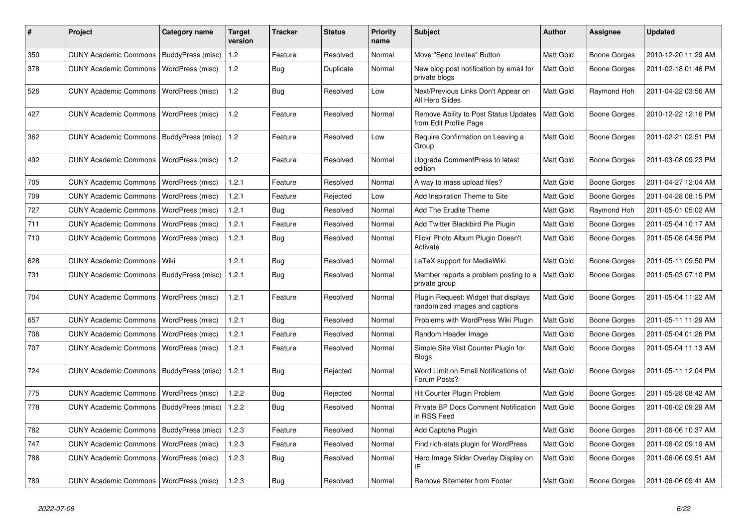| # | Project | Category name | Target version | Tracker | Status | Priority name | Subject | Author | Assignee | Updated |
|---|---|---|---|---|---|---|---|---|---|---|
| 350 | CUNY Academic Commons | BuddyPress (misc) | 1.2 | Feature | Resolved | Normal | Move "Send Invites" Button | Matt Gold | Boone Gorges | 2010-12-20 11:29 AM |
| 378 | CUNY Academic Commons | WordPress (misc) | 1.2 | Bug | Duplicate | Normal | New blog post notification by email for private blogs | Matt Gold | Boone Gorges | 2011-02-18 01:46 PM |
| 526 | CUNY Academic Commons | WordPress (misc) | 1.2 | Bug | Resolved | Low | Next/Previous Links Don't Appear on All Hero Slides | Matt Gold | Raymond Hoh | 2011-04-22 03:56 AM |
| 427 | CUNY Academic Commons | WordPress (misc) | 1.2 | Feature | Resolved | Normal | Remove Ability to Post Status Updates from Edit Profile Page | Matt Gold | Boone Gorges | 2010-12-22 12:16 PM |
| 362 | CUNY Academic Commons | BuddyPress (misc) | 1.2 | Feature | Resolved | Low | Require Confirmation on Leaving a Group | Matt Gold | Boone Gorges | 2011-02-21 02:51 PM |
| 492 | CUNY Academic Commons | WordPress (misc) | 1.2 | Feature | Resolved | Normal | Upgrade CommentPress to latest edition | Matt Gold | Boone Gorges | 2011-03-08 09:23 PM |
| 705 | CUNY Academic Commons | WordPress (misc) | 1.2.1 | Feature | Resolved | Normal | A way to mass upload files? | Matt Gold | Boone Gorges | 2011-04-27 12:04 AM |
| 709 | CUNY Academic Commons | WordPress (misc) | 1.2.1 | Feature | Rejected | Low | Add Inspiration Theme to Site | Matt Gold | Boone Gorges | 2011-04-28 08:15 PM |
| 727 | CUNY Academic Commons | WordPress (misc) | 1.2.1 | Bug | Resolved | Normal | Add The Erudite Theme | Matt Gold | Raymond Hoh | 2011-05-01 05:02 AM |
| 711 | CUNY Academic Commons | WordPress (misc) | 1.2.1 | Feature | Resolved | Normal | Add Twitter Blackbird Pie Plugin | Matt Gold | Boone Gorges | 2011-05-04 10:17 AM |
| 710 | CUNY Academic Commons | WordPress (misc) | 1.2.1 | Bug | Resolved | Normal | Flickr Photo Album Plugin Doesn't Activate | Matt Gold | Boone Gorges | 2011-05-08 04:56 PM |
| 628 | CUNY Academic Commons | Wiki | 1.2.1 | Bug | Resolved | Normal | LaTeX support for MediaWiki | Matt Gold | Boone Gorges | 2011-05-11 09:50 PM |
| 731 | CUNY Academic Commons | BuddyPress (misc) | 1.2.1 | Bug | Resolved | Normal | Member reports a problem posting to a private group | Matt Gold | Boone Gorges | 2011-05-03 07:10 PM |
| 704 | CUNY Academic Commons | WordPress (misc) | 1.2.1 | Feature | Resolved | Normal | Plugin Request: Widget that displays randomized images and captions | Matt Gold | Boone Gorges | 2011-05-04 11:22 AM |
| 657 | CUNY Academic Commons | WordPress (misc) | 1.2.1 | Bug | Resolved | Normal | Problems with WordPress Wiki Plugin | Matt Gold | Boone Gorges | 2011-05-11 11:29 AM |
| 706 | CUNY Academic Commons | WordPress (misc) | 1.2.1 | Feature | Resolved | Normal | Random Header Image | Matt Gold | Boone Gorges | 2011-05-04 01:26 PM |
| 707 | CUNY Academic Commons | WordPress (misc) | 1.2.1 | Feature | Resolved | Normal | Simple Site Visit Counter Plugin for Blogs | Matt Gold | Boone Gorges | 2011-05-04 11:13 AM |
| 724 | CUNY Academic Commons | BuddyPress (misc) | 1.2.1 | Bug | Rejected | Normal | Word Limit on Email Notifications of Forum Posts? | Matt Gold | Boone Gorges | 2011-05-11 12:04 PM |
| 775 | CUNY Academic Commons | WordPress (misc) | 1.2.2 | Bug | Rejected | Normal | Hit Counter Plugin Problem | Matt Gold | Boone Gorges | 2011-05-28 08:42 AM |
| 778 | CUNY Academic Commons | BuddyPress (misc) | 1.2.2 | Bug | Resolved | Normal | Private BP Docs Comment Notification in RSS Feed | Matt Gold | Boone Gorges | 2011-06-02 09:29 AM |
| 782 | CUNY Academic Commons | BuddyPress (misc) | 1.2.3 | Feature | Resolved | Normal | Add Captcha Plugin | Matt Gold | Boone Gorges | 2011-06-06 10:37 AM |
| 747 | CUNY Academic Commons | WordPress (misc) | 1.2.3 | Feature | Resolved | Normal | Find rich-stats plugin for WordPress | Matt Gold | Boone Gorges | 2011-06-02 09:19 AM |
| 786 | CUNY Academic Commons | WordPress (misc) | 1.2.3 | Bug | Resolved | Normal | Hero Image Slider Overlay Display on IE | Matt Gold | Boone Gorges | 2011-06-06 09:51 AM |
| 789 | CUNY Academic Commons | WordPress (misc) | 1.2.3 | Bug | Resolved | Normal | Remove Sitemeter from Footer | Matt Gold | Boone Gorges | 2011-06-06 09:41 AM |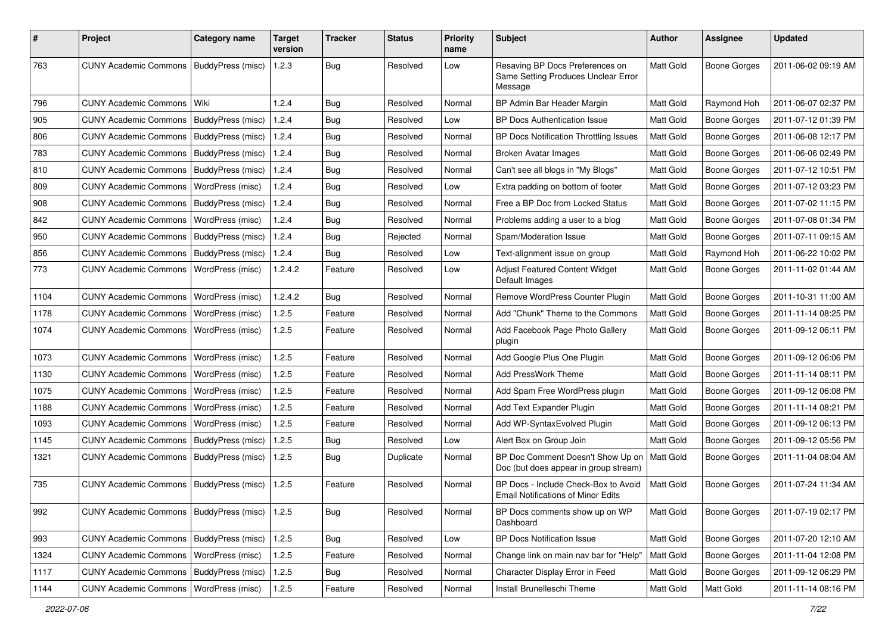| # | Project | Category name | Target version | Tracker | Status | Priority name | Subject | Author | Assignee | Updated |
|---|---|---|---|---|---|---|---|---|---|---|
| 763 | CUNY Academic Commons | BuddyPress (misc) | 1.2.3 | Bug | Resolved | Low | Resaving BP Docs Preferences on Same Setting Produces Unclear Error Message | Matt Gold | Boone Gorges | 2011-06-02 09:19 AM |
| 796 | CUNY Academic Commons | Wiki | 1.2.4 | Bug | Resolved | Normal | BP Admin Bar Header Margin | Matt Gold | Raymond Hoh | 2011-06-07 02:37 PM |
| 905 | CUNY Academic Commons | BuddyPress (misc) | 1.2.4 | Bug | Resolved | Low | BP Docs Authentication Issue | Matt Gold | Boone Gorges | 2011-07-12 01:39 PM |
| 806 | CUNY Academic Commons | BuddyPress (misc) | 1.2.4 | Bug | Resolved | Normal | BP Docs Notification Throttling Issues | Matt Gold | Boone Gorges | 2011-06-08 12:17 PM |
| 783 | CUNY Academic Commons | BuddyPress (misc) | 1.2.4 | Bug | Resolved | Normal | Broken Avatar Images | Matt Gold | Boone Gorges | 2011-06-06 02:49 PM |
| 810 | CUNY Academic Commons | BuddyPress (misc) | 1.2.4 | Bug | Resolved | Normal | Can't see all blogs in "My Blogs" | Matt Gold | Boone Gorges | 2011-07-12 10:51 PM |
| 809 | CUNY Academic Commons | WordPress (misc) | 1.2.4 | Bug | Resolved | Low | Extra padding on bottom of footer | Matt Gold | Boone Gorges | 2011-07-12 03:23 PM |
| 908 | CUNY Academic Commons | BuddyPress (misc) | 1.2.4 | Bug | Resolved | Normal | Free a BP Doc from Locked Status | Matt Gold | Boone Gorges | 2011-07-02 11:15 PM |
| 842 | CUNY Academic Commons | WordPress (misc) | 1.2.4 | Bug | Resolved | Normal | Problems adding a user to a blog | Matt Gold | Boone Gorges | 2011-07-08 01:34 PM |
| 950 | CUNY Academic Commons | BuddyPress (misc) | 1.2.4 | Bug | Rejected | Normal | Spam/Moderation Issue | Matt Gold | Boone Gorges | 2011-07-11 09:15 AM |
| 856 | CUNY Academic Commons | BuddyPress (misc) | 1.2.4 | Bug | Resolved | Low | Text-alignment issue on group | Matt Gold | Raymond Hoh | 2011-06-22 10:02 PM |
| 773 | CUNY Academic Commons | WordPress (misc) | 1.2.4.2 | Feature | Resolved | Low | Adjust Featured Content Widget Default Images | Matt Gold | Boone Gorges | 2011-11-02 01:44 AM |
| 1104 | CUNY Academic Commons | WordPress (misc) | 1.2.4.2 | Bug | Resolved | Normal | Remove WordPress Counter Plugin | Matt Gold | Boone Gorges | 2011-10-31 11:00 AM |
| 1178 | CUNY Academic Commons | WordPress (misc) | 1.2.5 | Feature | Resolved | Normal | Add "Chunk" Theme to the Commons | Matt Gold | Boone Gorges | 2011-11-14 08:25 PM |
| 1074 | CUNY Academic Commons | WordPress (misc) | 1.2.5 | Feature | Resolved | Normal | Add Facebook Page Photo Gallery plugin | Matt Gold | Boone Gorges | 2011-09-12 06:11 PM |
| 1073 | CUNY Academic Commons | WordPress (misc) | 1.2.5 | Feature | Resolved | Normal | Add Google Plus One Plugin | Matt Gold | Boone Gorges | 2011-09-12 06:06 PM |
| 1130 | CUNY Academic Commons | WordPress (misc) | 1.2.5 | Feature | Resolved | Normal | Add PressWork Theme | Matt Gold | Boone Gorges | 2011-11-14 08:11 PM |
| 1075 | CUNY Academic Commons | WordPress (misc) | 1.2.5 | Feature | Resolved | Normal | Add Spam Free WordPress plugin | Matt Gold | Boone Gorges | 2011-09-12 06:08 PM |
| 1188 | CUNY Academic Commons | WordPress (misc) | 1.2.5 | Feature | Resolved | Normal | Add Text Expander Plugin | Matt Gold | Boone Gorges | 2011-11-14 08:21 PM |
| 1093 | CUNY Academic Commons | WordPress (misc) | 1.2.5 | Feature | Resolved | Normal | Add WP-SyntaxEvolved Plugin | Matt Gold | Boone Gorges | 2011-09-12 06:13 PM |
| 1145 | CUNY Academic Commons | BuddyPress (misc) | 1.2.5 | Bug | Resolved | Low | Alert Box on Group Join | Matt Gold | Boone Gorges | 2011-09-12 05:56 PM |
| 1321 | CUNY Academic Commons | BuddyPress (misc) | 1.2.5 | Bug | Duplicate | Normal | BP Doc Comment Doesn't Show Up on Doc (but does appear in group stream) | Matt Gold | Boone Gorges | 2011-11-04 08:04 AM |
| 735 | CUNY Academic Commons | BuddyPress (misc) | 1.2.5 | Feature | Resolved | Normal | BP Docs - Include Check-Box to Avoid Email Notifications of Minor Edits | Matt Gold | Boone Gorges | 2011-07-24 11:34 AM |
| 992 | CUNY Academic Commons | BuddyPress (misc) | 1.2.5 | Bug | Resolved | Normal | BP Docs comments show up on WP Dashboard | Matt Gold | Boone Gorges | 2011-07-19 02:17 PM |
| 993 | CUNY Academic Commons | BuddyPress (misc) | 1.2.5 | Bug | Resolved | Low | BP Docs Notification Issue | Matt Gold | Boone Gorges | 2011-07-20 12:10 AM |
| 1324 | CUNY Academic Commons | WordPress (misc) | 1.2.5 | Feature | Resolved | Normal | Change link on main nav bar for "Help" | Matt Gold | Boone Gorges | 2011-11-04 12:08 PM |
| 1117 | CUNY Academic Commons | BuddyPress (misc) | 1.2.5 | Bug | Resolved | Normal | Character Display Error in Feed | Matt Gold | Boone Gorges | 2011-09-12 06:29 PM |
| 1144 | CUNY Academic Commons | WordPress (misc) | 1.2.5 | Feature | Resolved | Normal | Install Brunelleschi Theme | Matt Gold | Matt Gold | 2011-11-14 08:16 PM |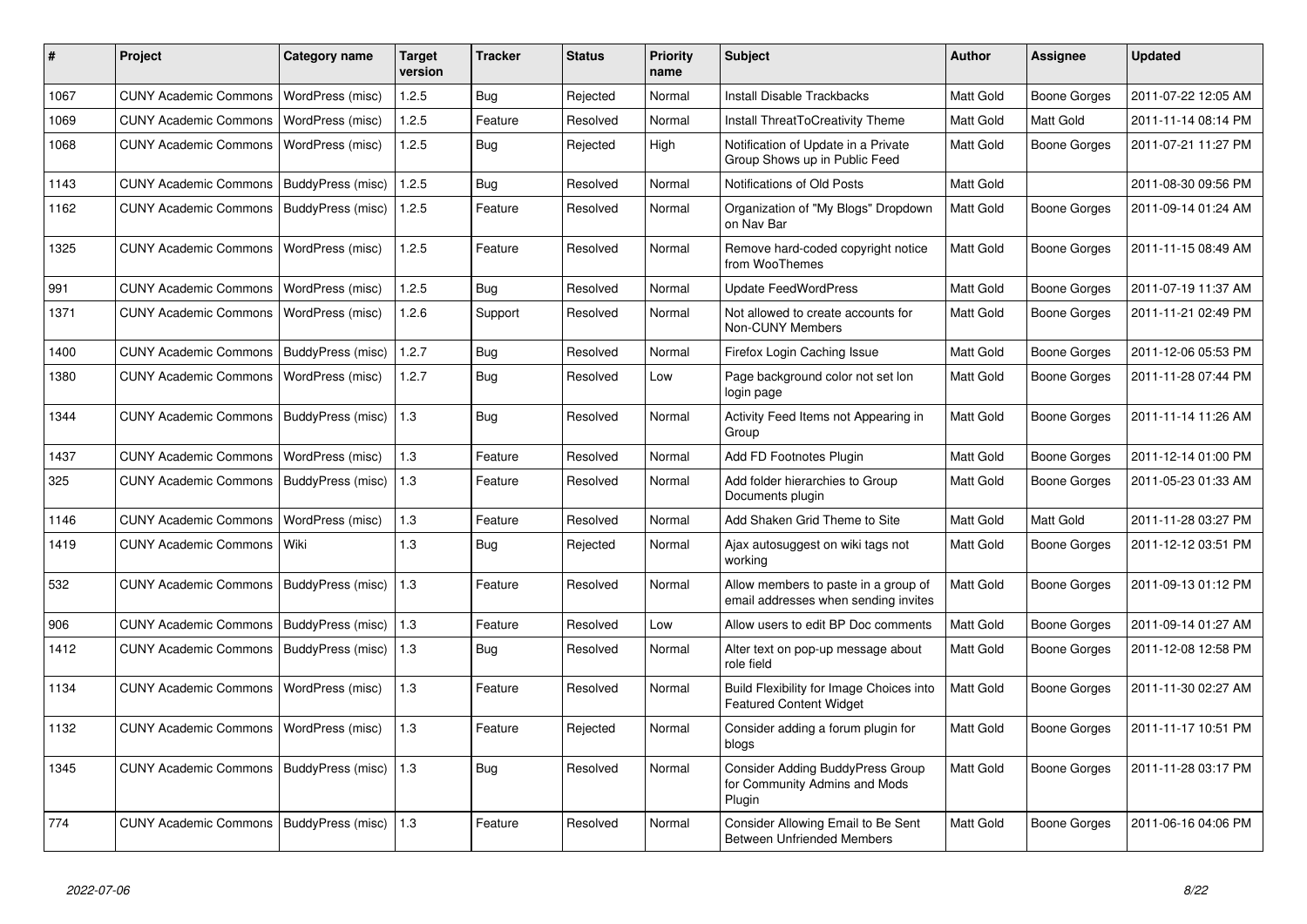| # | Project | Category name | Target version | Tracker | Status | Priority name | Subject | Author | Assignee | Updated |
|---|---|---|---|---|---|---|---|---|---|---|
| 1067 | CUNY Academic Commons | WordPress (misc) | 1.2.5 | Bug | Rejected | Normal | Install Disable Trackbacks | Matt Gold | Boone Gorges | 2011-07-22 12:05 AM |
| 1069 | CUNY Academic Commons | WordPress (misc) | 1.2.5 | Feature | Resolved | Normal | Install ThreatToCreativity Theme | Matt Gold | Matt Gold | 2011-11-14 08:14 PM |
| 1068 | CUNY Academic Commons | WordPress (misc) | 1.2.5 | Bug | Rejected | High | Notification of Update in a Private Group Shows up in Public Feed | Matt Gold | Boone Gorges | 2011-07-21 11:27 PM |
| 1143 | CUNY Academic Commons | BuddyPress (misc) | 1.2.5 | Bug | Resolved | Normal | Notifications of Old Posts | Matt Gold | | 2011-08-30 09:56 PM |
| 1162 | CUNY Academic Commons | BuddyPress (misc) | 1.2.5 | Feature | Resolved | Normal | Organization of "My Blogs" Dropdown on Nav Bar | Matt Gold | Boone Gorges | 2011-09-14 01:24 AM |
| 1325 | CUNY Academic Commons | WordPress (misc) | 1.2.5 | Feature | Resolved | Normal | Remove hard-coded copyright notice from WooThemes | Matt Gold | Boone Gorges | 2011-11-15 08:49 AM |
| 991 | CUNY Academic Commons | WordPress (misc) | 1.2.5 | Bug | Resolved | Normal | Update FeedWordPress | Matt Gold | Boone Gorges | 2011-07-19 11:37 AM |
| 1371 | CUNY Academic Commons | WordPress (misc) | 1.2.6 | Support | Resolved | Normal | Not allowed to create accounts for Non-CUNY Members | Matt Gold | Boone Gorges | 2011-11-21 02:49 PM |
| 1400 | CUNY Academic Commons | BuddyPress (misc) | 1.2.7 | Bug | Resolved | Normal | Firefox Login Caching Issue | Matt Gold | Boone Gorges | 2011-12-06 05:53 PM |
| 1380 | CUNY Academic Commons | WordPress (misc) | 1.2.7 | Bug | Resolved | Low | Page background color not set lon login page | Matt Gold | Boone Gorges | 2011-11-28 07:44 PM |
| 1344 | CUNY Academic Commons | BuddyPress (misc) | 1.3 | Bug | Resolved | Normal | Activity Feed Items not Appearing in Group | Matt Gold | Boone Gorges | 2011-11-14 11:26 AM |
| 1437 | CUNY Academic Commons | WordPress (misc) | 1.3 | Feature | Resolved | Normal | Add FD Footnotes Plugin | Matt Gold | Boone Gorges | 2011-12-14 01:00 PM |
| 325 | CUNY Academic Commons | BuddyPress (misc) | 1.3 | Feature | Resolved | Normal | Add folder hierarchies to Group Documents plugin | Matt Gold | Boone Gorges | 2011-05-23 01:33 AM |
| 1146 | CUNY Academic Commons | WordPress (misc) | 1.3 | Feature | Resolved | Normal | Add Shaken Grid Theme to Site | Matt Gold | Matt Gold | 2011-11-28 03:27 PM |
| 1419 | CUNY Academic Commons | Wiki | 1.3 | Bug | Rejected | Normal | Ajax autosuggest on wiki tags not working | Matt Gold | Boone Gorges | 2011-12-12 03:51 PM |
| 532 | CUNY Academic Commons | BuddyPress (misc) | 1.3 | Feature | Resolved | Normal | Allow members to paste in a group of email addresses when sending invites | Matt Gold | Boone Gorges | 2011-09-13 01:12 PM |
| 906 | CUNY Academic Commons | BuddyPress (misc) | 1.3 | Feature | Resolved | Low | Allow users to edit BP Doc comments | Matt Gold | Boone Gorges | 2011-09-14 01:27 AM |
| 1412 | CUNY Academic Commons | BuddyPress (misc) | 1.3 | Bug | Resolved | Normal | Alter text on pop-up message about role field | Matt Gold | Boone Gorges | 2011-12-08 12:58 PM |
| 1134 | CUNY Academic Commons | WordPress (misc) | 1.3 | Feature | Resolved | Normal | Build Flexibility for Image Choices into Featured Content Widget | Matt Gold | Boone Gorges | 2011-11-30 02:27 AM |
| 1132 | CUNY Academic Commons | WordPress (misc) | 1.3 | Feature | Rejected | Normal | Consider adding a forum plugin for blogs | Matt Gold | Boone Gorges | 2011-11-17 10:51 PM |
| 1345 | CUNY Academic Commons | BuddyPress (misc) | 1.3 | Bug | Resolved | Normal | Consider Adding BuddyPress Group for Community Admins and Mods Plugin | Matt Gold | Boone Gorges | 2011-11-28 03:17 PM |
| 774 | CUNY Academic Commons | BuddyPress (misc) | 1.3 | Feature | Resolved | Normal | Consider Allowing Email to Be Sent Between Unfriended Members | Matt Gold | Boone Gorges | 2011-06-16 04:06 PM |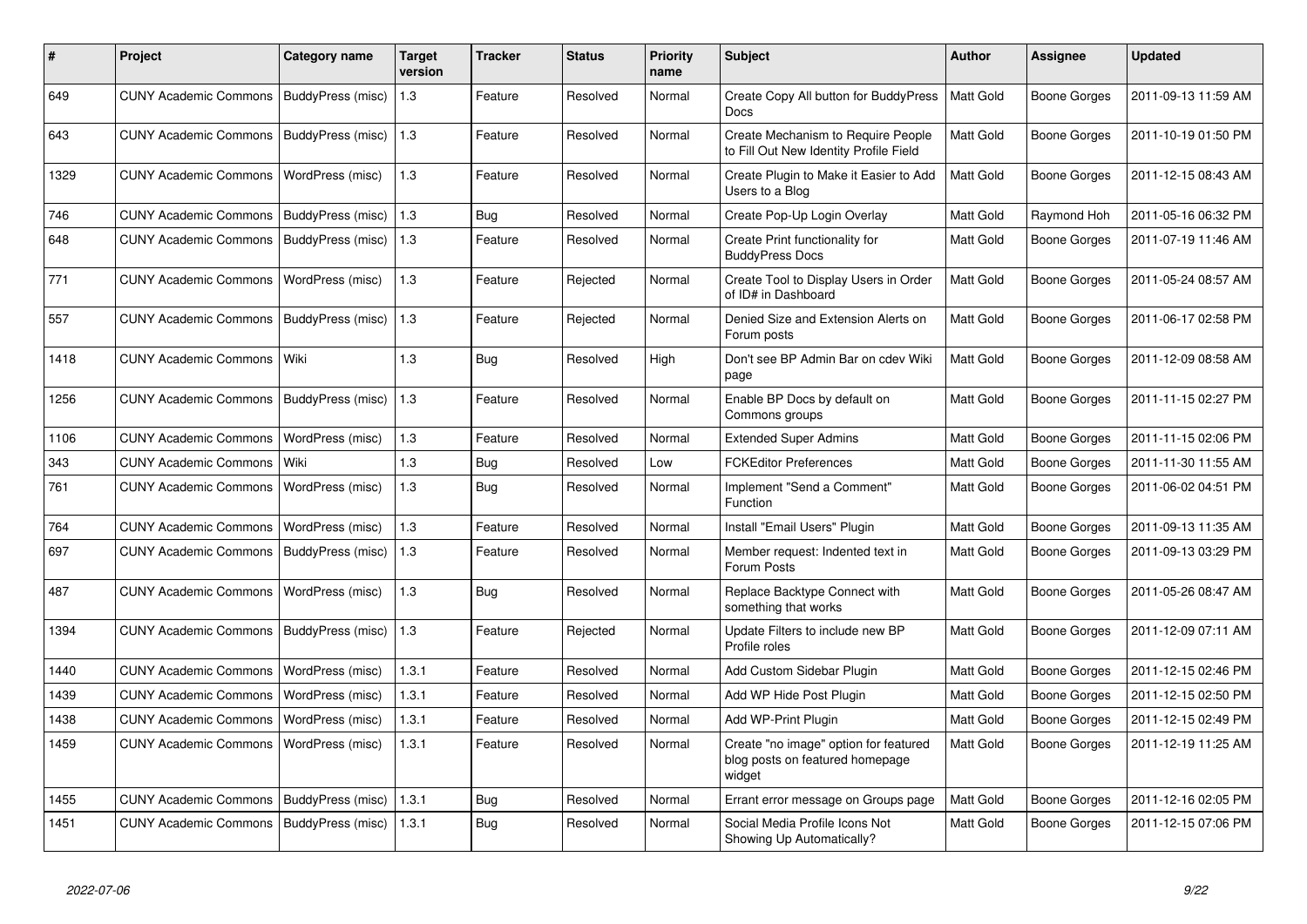| # | Project | Category name | Target version | Tracker | Status | Priority name | Subject | Author | Assignee | Updated |
|---|---|---|---|---|---|---|---|---|---|---|
| 649 | CUNY Academic Commons | BuddyPress (misc) | 1.3 | Feature | Resolved | Normal | Create Copy All button for BuddyPress Docs | Matt Gold | Boone Gorges | 2011-09-13 11:59 AM |
| 643 | CUNY Academic Commons | BuddyPress (misc) | 1.3 | Feature | Resolved | Normal | Create Mechanism to Require People to Fill Out New Identity Profile Field | Matt Gold | Boone Gorges | 2011-10-19 01:50 PM |
| 1329 | CUNY Academic Commons | WordPress (misc) | 1.3 | Feature | Resolved | Normal | Create Plugin to Make it Easier to Add Users to a Blog | Matt Gold | Boone Gorges | 2011-12-15 08:43 AM |
| 746 | CUNY Academic Commons | BuddyPress (misc) | 1.3 | Bug | Resolved | Normal | Create Pop-Up Login Overlay | Matt Gold | Raymond Hoh | 2011-05-16 06:32 PM |
| 648 | CUNY Academic Commons | BuddyPress (misc) | 1.3 | Feature | Resolved | Normal | Create Print functionality for BuddyPress Docs | Matt Gold | Boone Gorges | 2011-07-19 11:46 AM |
| 771 | CUNY Academic Commons | WordPress (misc) | 1.3 | Feature | Rejected | Normal | Create Tool to Display Users in Order of ID# in Dashboard | Matt Gold | Boone Gorges | 2011-05-24 08:57 AM |
| 557 | CUNY Academic Commons | BuddyPress (misc) | 1.3 | Feature | Rejected | Normal | Denied Size and Extension Alerts on Forum posts | Matt Gold | Boone Gorges | 2011-06-17 02:58 PM |
| 1418 | CUNY Academic Commons | Wiki | 1.3 | Bug | Resolved | High | Don't see BP Admin Bar on cdev Wiki page | Matt Gold | Boone Gorges | 2011-12-09 08:58 AM |
| 1256 | CUNY Academic Commons | BuddyPress (misc) | 1.3 | Feature | Resolved | Normal | Enable BP Docs by default on Commons groups | Matt Gold | Boone Gorges | 2011-11-15 02:27 PM |
| 1106 | CUNY Academic Commons | WordPress (misc) | 1.3 | Feature | Resolved | Normal | Extended Super Admins | Matt Gold | Boone Gorges | 2011-11-15 02:06 PM |
| 343 | CUNY Academic Commons | Wiki | 1.3 | Bug | Resolved | Low | FCKEditor Preferences | Matt Gold | Boone Gorges | 2011-11-30 11:55 AM |
| 761 | CUNY Academic Commons | WordPress (misc) | 1.3 | Bug | Resolved | Normal | Implement "Send a Comment" Function | Matt Gold | Boone Gorges | 2011-06-02 04:51 PM |
| 764 | CUNY Academic Commons | WordPress (misc) | 1.3 | Feature | Resolved | Normal | Install "Email Users" Plugin | Matt Gold | Boone Gorges | 2011-09-13 11:35 AM |
| 697 | CUNY Academic Commons | BuddyPress (misc) | 1.3 | Feature | Resolved | Normal | Member request: Indented text in Forum Posts | Matt Gold | Boone Gorges | 2011-09-13 03:29 PM |
| 487 | CUNY Academic Commons | WordPress (misc) | 1.3 | Bug | Resolved | Normal | Replace Backtype Connect with something that works | Matt Gold | Boone Gorges | 2011-05-26 08:47 AM |
| 1394 | CUNY Academic Commons | BuddyPress (misc) | 1.3 | Feature | Rejected | Normal | Update Filters to include new BP Profile roles | Matt Gold | Boone Gorges | 2011-12-09 07:11 AM |
| 1440 | CUNY Academic Commons | WordPress (misc) | 1.3.1 | Feature | Resolved | Normal | Add Custom Sidebar Plugin | Matt Gold | Boone Gorges | 2011-12-15 02:46 PM |
| 1439 | CUNY Academic Commons | WordPress (misc) | 1.3.1 | Feature | Resolved | Normal | Add WP Hide Post Plugin | Matt Gold | Boone Gorges | 2011-12-15 02:50 PM |
| 1438 | CUNY Academic Commons | WordPress (misc) | 1.3.1 | Feature | Resolved | Normal | Add WP-Print Plugin | Matt Gold | Boone Gorges | 2011-12-15 02:49 PM |
| 1459 | CUNY Academic Commons | WordPress (misc) | 1.3.1 | Feature | Resolved | Normal | Create "no image" option for featured blog posts on featured homepage widget | Matt Gold | Boone Gorges | 2011-12-19 11:25 AM |
| 1455 | CUNY Academic Commons | BuddyPress (misc) | 1.3.1 | Bug | Resolved | Normal | Errant error message on Groups page | Matt Gold | Boone Gorges | 2011-12-16 02:05 PM |
| 1451 | CUNY Academic Commons | BuddyPress (misc) | 1.3.1 | Bug | Resolved | Normal | Social Media Profile Icons Not Showing Up Automatically? | Matt Gold | Boone Gorges | 2011-12-15 07:06 PM |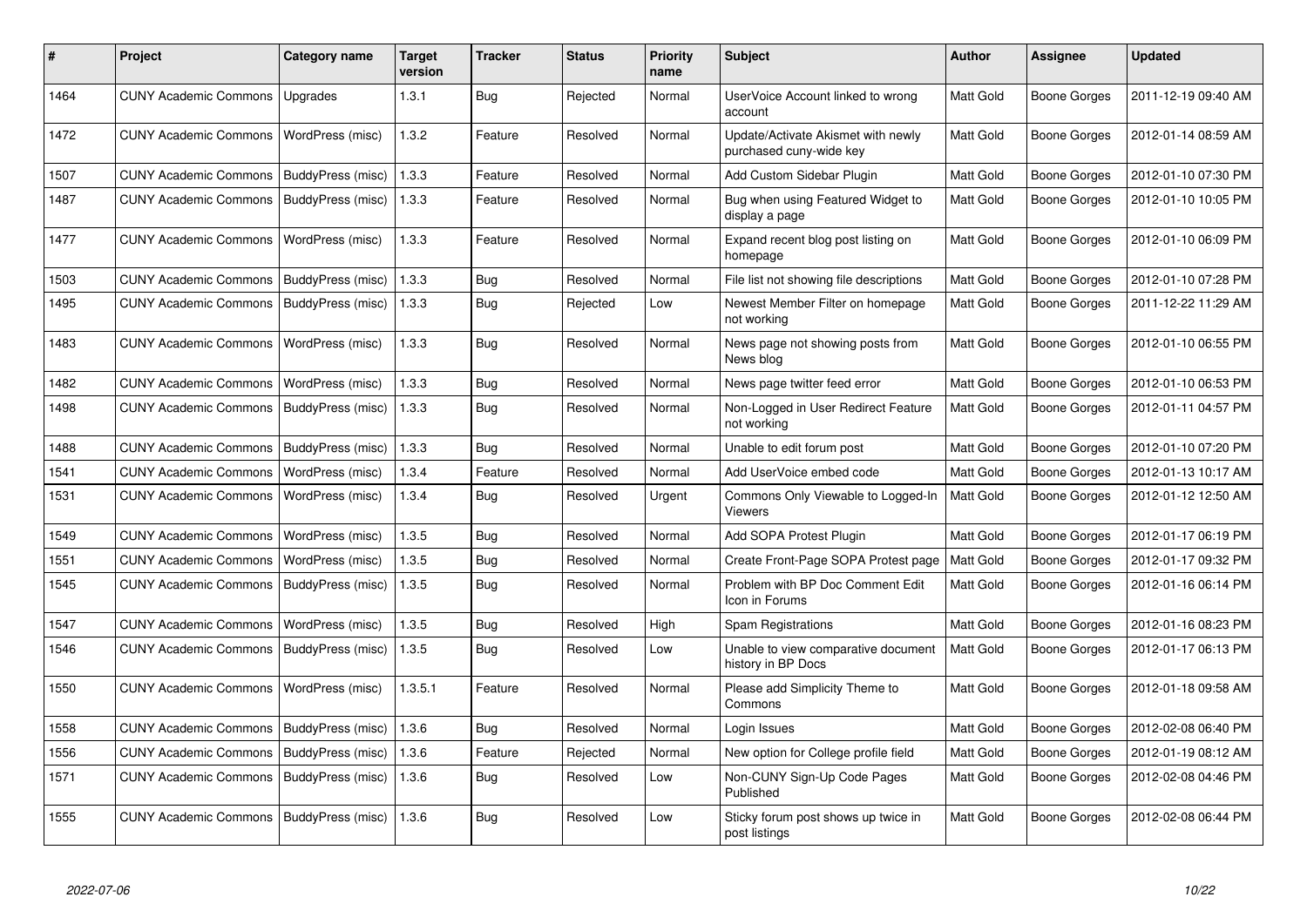| # | Project | Category name | Target version | Tracker | Status | Priority name | Subject | Author | Assignee | Updated |
| --- | --- | --- | --- | --- | --- | --- | --- | --- | --- | --- |
| 1464 | CUNY Academic Commons | Upgrades | 1.3.1 | Bug | Rejected | Normal | UserVoice Account linked to wrong account | Matt Gold | Boone Gorges | 2011-12-19 09:40 AM |
| 1472 | CUNY Academic Commons | WordPress (misc) | 1.3.2 | Feature | Resolved | Normal | Update/Activate Akismet with newly purchased cuny-wide key | Matt Gold | Boone Gorges | 2012-01-14 08:59 AM |
| 1507 | CUNY Academic Commons | BuddyPress (misc) | 1.3.3 | Feature | Resolved | Normal | Add Custom Sidebar Plugin | Matt Gold | Boone Gorges | 2012-01-10 07:30 PM |
| 1487 | CUNY Academic Commons | BuddyPress (misc) | 1.3.3 | Feature | Resolved | Normal | Bug when using Featured Widget to display a page | Matt Gold | Boone Gorges | 2012-01-10 10:05 PM |
| 1477 | CUNY Academic Commons | WordPress (misc) | 1.3.3 | Feature | Resolved | Normal | Expand recent blog post listing on homepage | Matt Gold | Boone Gorges | 2012-01-10 06:09 PM |
| 1503 | CUNY Academic Commons | BuddyPress (misc) | 1.3.3 | Bug | Resolved | Normal | File list not showing file descriptions | Matt Gold | Boone Gorges | 2012-01-10 07:28 PM |
| 1495 | CUNY Academic Commons | BuddyPress (misc) | 1.3.3 | Bug | Rejected | Low | Newest Member Filter on homepage not working | Matt Gold | Boone Gorges | 2011-12-22 11:29 AM |
| 1483 | CUNY Academic Commons | WordPress (misc) | 1.3.3 | Bug | Resolved | Normal | News page not showing posts from News blog | Matt Gold | Boone Gorges | 2012-01-10 06:55 PM |
| 1482 | CUNY Academic Commons | WordPress (misc) | 1.3.3 | Bug | Resolved | Normal | News page twitter feed error | Matt Gold | Boone Gorges | 2012-01-10 06:53 PM |
| 1498 | CUNY Academic Commons | BuddyPress (misc) | 1.3.3 | Bug | Resolved | Normal | Non-Logged in User Redirect Feature not working | Matt Gold | Boone Gorges | 2012-01-11 04:57 PM |
| 1488 | CUNY Academic Commons | BuddyPress (misc) | 1.3.3 | Bug | Resolved | Normal | Unable to edit forum post | Matt Gold | Boone Gorges | 2012-01-10 07:20 PM |
| 1541 | CUNY Academic Commons | WordPress (misc) | 1.3.4 | Feature | Resolved | Normal | Add UserVoice embed code | Matt Gold | Boone Gorges | 2012-01-13 10:17 AM |
| 1531 | CUNY Academic Commons | WordPress (misc) | 1.3.4 | Bug | Resolved | Urgent | Commons Only Viewable to Logged-In Viewers | Matt Gold | Boone Gorges | 2012-01-12 12:50 AM |
| 1549 | CUNY Academic Commons | WordPress (misc) | 1.3.5 | Bug | Resolved | Normal | Add SOPA Protest Plugin | Matt Gold | Boone Gorges | 2012-01-17 06:19 PM |
| 1551 | CUNY Academic Commons | WordPress (misc) | 1.3.5 | Bug | Resolved | Normal | Create Front-Page SOPA Protest page | Matt Gold | Boone Gorges | 2012-01-17 09:32 PM |
| 1545 | CUNY Academic Commons | BuddyPress (misc) | 1.3.5 | Bug | Resolved | Normal | Problem with BP Doc Comment Edit Icon in Forums | Matt Gold | Boone Gorges | 2012-01-16 06:14 PM |
| 1547 | CUNY Academic Commons | WordPress (misc) | 1.3.5 | Bug | Resolved | High | Spam Registrations | Matt Gold | Boone Gorges | 2012-01-16 08:23 PM |
| 1546 | CUNY Academic Commons | BuddyPress (misc) | 1.3.5 | Bug | Resolved | Low | Unable to view comparative document history in BP Docs | Matt Gold | Boone Gorges | 2012-01-17 06:13 PM |
| 1550 | CUNY Academic Commons | WordPress (misc) | 1.3.5.1 | Feature | Resolved | Normal | Please add Simplicity Theme to Commons | Matt Gold | Boone Gorges | 2012-01-18 09:58 AM |
| 1558 | CUNY Academic Commons | BuddyPress (misc) | 1.3.6 | Bug | Resolved | Normal | Login Issues | Matt Gold | Boone Gorges | 2012-02-08 06:40 PM |
| 1556 | CUNY Academic Commons | BuddyPress (misc) | 1.3.6 | Feature | Rejected | Normal | New option for College profile field | Matt Gold | Boone Gorges | 2012-01-19 08:12 AM |
| 1571 | CUNY Academic Commons | BuddyPress (misc) | 1.3.6 | Bug | Resolved | Low | Non-CUNY Sign-Up Code Pages Published | Matt Gold | Boone Gorges | 2012-02-08 04:46 PM |
| 1555 | CUNY Academic Commons | BuddyPress (misc) | 1.3.6 | Bug | Resolved | Low | Sticky forum post shows up twice in post listings | Matt Gold | Boone Gorges | 2012-02-08 06:44 PM |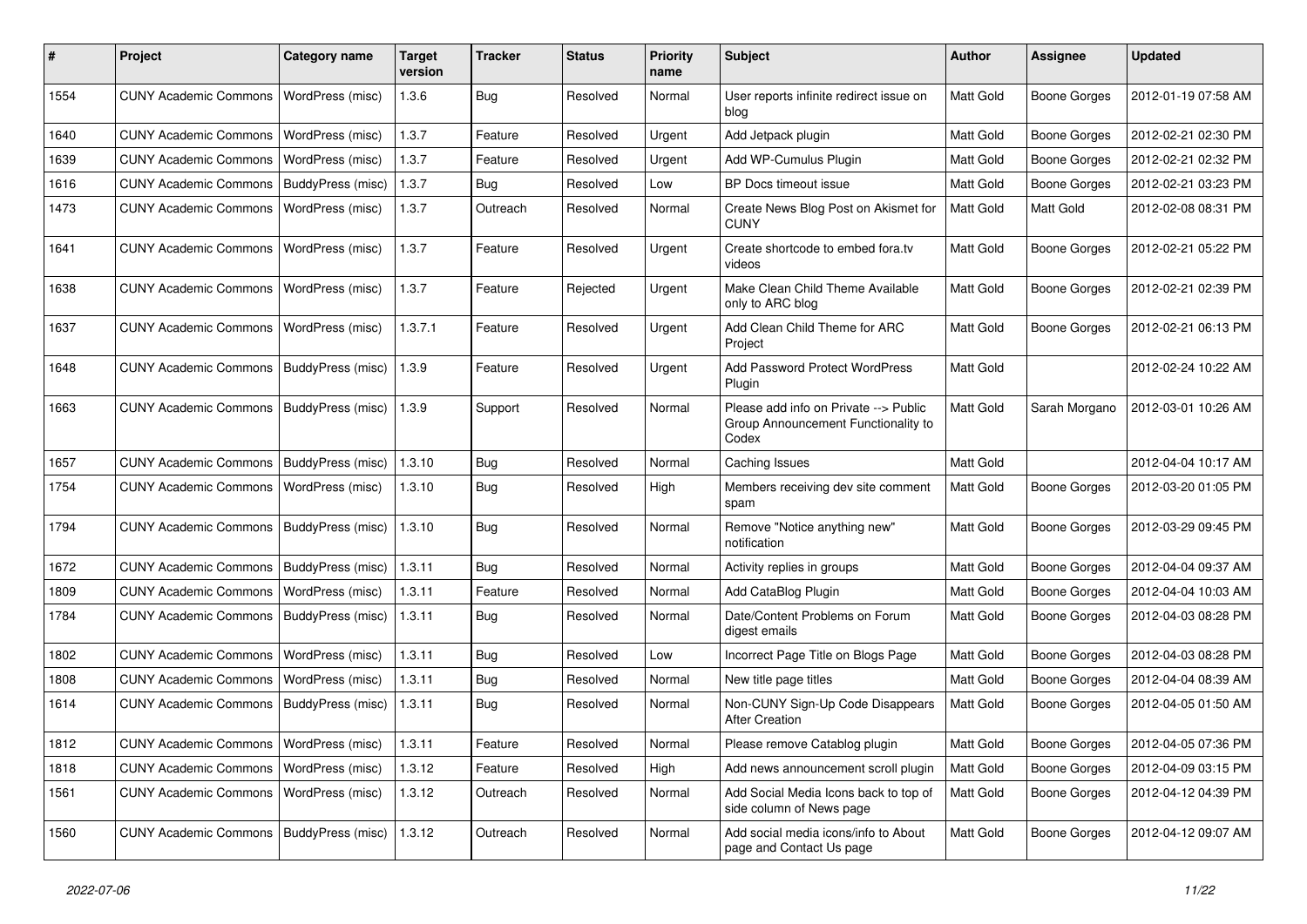| # | Project | Category name | Target version | Tracker | Status | Priority name | Subject | Author | Assignee | Updated |
|---|---|---|---|---|---|---|---|---|---|---|
| 1554 | CUNY Academic Commons | WordPress (misc) | 1.3.6 | Bug | Resolved | Normal | User reports infinite redirect issue on blog | Matt Gold | Boone Gorges | 2012-01-19 07:58 AM |
| 1640 | CUNY Academic Commons | WordPress (misc) | 1.3.7 | Feature | Resolved | Urgent | Add Jetpack plugin | Matt Gold | Boone Gorges | 2012-02-21 02:30 PM |
| 1639 | CUNY Academic Commons | WordPress (misc) | 1.3.7 | Feature | Resolved | Urgent | Add WP-Cumulus Plugin | Matt Gold | Boone Gorges | 2012-02-21 02:32 PM |
| 1616 | CUNY Academic Commons | BuddyPress (misc) | 1.3.7 | Bug | Resolved | Low | BP Docs timeout issue | Matt Gold | Boone Gorges | 2012-02-21 03:23 PM |
| 1473 | CUNY Academic Commons | WordPress (misc) | 1.3.7 | Outreach | Resolved | Normal | Create News Blog Post on Akismet for CUNY | Matt Gold | Matt Gold | 2012-02-08 08:31 PM |
| 1641 | CUNY Academic Commons | WordPress (misc) | 1.3.7 | Feature | Resolved | Urgent | Create shortcode to embed fora.tv videos | Matt Gold | Boone Gorges | 2012-02-21 05:22 PM |
| 1638 | CUNY Academic Commons | WordPress (misc) | 1.3.7 | Feature | Rejected | Urgent | Make Clean Child Theme Available only to ARC blog | Matt Gold | Boone Gorges | 2012-02-21 02:39 PM |
| 1637 | CUNY Academic Commons | WordPress (misc) | 1.3.7.1 | Feature | Resolved | Urgent | Add Clean Child Theme for ARC Project | Matt Gold | Boone Gorges | 2012-02-21 06:13 PM |
| 1648 | CUNY Academic Commons | BuddyPress (misc) | 1.3.9 | Feature | Resolved | Urgent | Add Password Protect WordPress Plugin | Matt Gold | | 2012-02-24 10:22 AM |
| 1663 | CUNY Academic Commons | BuddyPress (misc) | 1.3.9 | Support | Resolved | Normal | Please add info on Private --> Public Group Announcement Functionality to Codex | Matt Gold | Sarah Morgano | 2012-03-01 10:26 AM |
| 1657 | CUNY Academic Commons | BuddyPress (misc) | 1.3.10 | Bug | Resolved | Normal | Caching Issues | Matt Gold | | 2012-04-04 10:17 AM |
| 1754 | CUNY Academic Commons | WordPress (misc) | 1.3.10 | Bug | Resolved | High | Members receiving dev site comment spam | Matt Gold | Boone Gorges | 2012-03-20 01:05 PM |
| 1794 | CUNY Academic Commons | BuddyPress (misc) | 1.3.10 | Bug | Resolved | Normal | Remove "Notice anything new" notification | Matt Gold | Boone Gorges | 2012-03-29 09:45 PM |
| 1672 | CUNY Academic Commons | BuddyPress (misc) | 1.3.11 | Bug | Resolved | Normal | Activity replies in groups | Matt Gold | Boone Gorges | 2012-04-04 09:37 AM |
| 1809 | CUNY Academic Commons | WordPress (misc) | 1.3.11 | Feature | Resolved | Normal | Add CataBlog Plugin | Matt Gold | Boone Gorges | 2012-04-04 10:03 AM |
| 1784 | CUNY Academic Commons | BuddyPress (misc) | 1.3.11 | Bug | Resolved | Normal | Date/Content Problems on Forum digest emails | Matt Gold | Boone Gorges | 2012-04-03 08:28 PM |
| 1802 | CUNY Academic Commons | WordPress (misc) | 1.3.11 | Bug | Resolved | Low | Incorrect Page Title on Blogs Page | Matt Gold | Boone Gorges | 2012-04-03 08:28 PM |
| 1808 | CUNY Academic Commons | WordPress (misc) | 1.3.11 | Bug | Resolved | Normal | New title page titles | Matt Gold | Boone Gorges | 2012-04-04 08:39 AM |
| 1614 | CUNY Academic Commons | BuddyPress (misc) | 1.3.11 | Bug | Resolved | Normal | Non-CUNY Sign-Up Code Disappears After Creation | Matt Gold | Boone Gorges | 2012-04-05 01:50 AM |
| 1812 | CUNY Academic Commons | WordPress (misc) | 1.3.11 | Feature | Resolved | Normal | Please remove Catablog plugin | Matt Gold | Boone Gorges | 2012-04-05 07:36 PM |
| 1818 | CUNY Academic Commons | WordPress (misc) | 1.3.12 | Feature | Resolved | High | Add news announcement scroll plugin | Matt Gold | Boone Gorges | 2012-04-09 03:15 PM |
| 1561 | CUNY Academic Commons | WordPress (misc) | 1.3.12 | Outreach | Resolved | Normal | Add Social Media Icons back to top of side column of News page | Matt Gold | Boone Gorges | 2012-04-12 04:39 PM |
| 1560 | CUNY Academic Commons | BuddyPress (misc) | 1.3.12 | Outreach | Resolved | Normal | Add social media icons/info to About page and Contact Us page | Matt Gold | Boone Gorges | 2012-04-12 09:07 AM |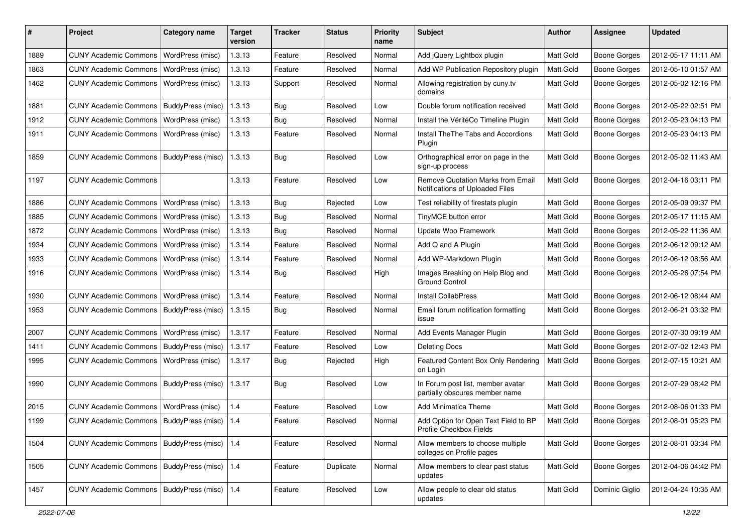| # | Project | Category name | Target version | Tracker | Status | Priority name | Subject | Author | Assignee | Updated |
|---|---|---|---|---|---|---|---|---|---|---|
| 1889 | CUNY Academic Commons | WordPress (misc) | 1.3.13 | Feature | Resolved | Normal | Add jQuery Lightbox plugin | Matt Gold | Boone Gorges | 2012-05-17 11:11 AM |
| 1863 | CUNY Academic Commons | WordPress (misc) | 1.3.13 | Feature | Resolved | Normal | Add WP Publication Repository plugin | Matt Gold | Boone Gorges | 2012-05-10 01:57 AM |
| 1462 | CUNY Academic Commons | WordPress (misc) | 1.3.13 | Support | Resolved | Normal | Allowing registration by cuny.tv domains | Matt Gold | Boone Gorges | 2012-05-02 12:16 PM |
| 1881 | CUNY Academic Commons | BuddyPress (misc) | 1.3.13 | Bug | Resolved | Low | Double forum notification received | Matt Gold | Boone Gorges | 2012-05-22 02:51 PM |
| 1912 | CUNY Academic Commons | WordPress (misc) | 1.3.13 | Bug | Resolved | Normal | Install the VéritéCo Timeline Plugin | Matt Gold | Boone Gorges | 2012-05-23 04:13 PM |
| 1911 | CUNY Academic Commons | WordPress (misc) | 1.3.13 | Feature | Resolved | Normal | Install TheThe Tabs and Accordions Plugin | Matt Gold | Boone Gorges | 2012-05-23 04:13 PM |
| 1859 | CUNY Academic Commons | BuddyPress (misc) | 1.3.13 | Bug | Resolved | Low | Orthographical error on page in the sign-up process | Matt Gold | Boone Gorges | 2012-05-02 11:43 AM |
| 1197 | CUNY Academic Commons | | 1.3.13 | Feature | Resolved | Low | Remove Quotation Marks from Email Notifications of Uploaded Files | Matt Gold | Boone Gorges | 2012-04-16 03:11 PM |
| 1886 | CUNY Academic Commons | WordPress (misc) | 1.3.13 | Bug | Rejected | Low | Test reliability of firestats plugin | Matt Gold | Boone Gorges | 2012-05-09 09:37 PM |
| 1885 | CUNY Academic Commons | WordPress (misc) | 1.3.13 | Bug | Resolved | Normal | TinyMCE button error | Matt Gold | Boone Gorges | 2012-05-17 11:15 AM |
| 1872 | CUNY Academic Commons | WordPress (misc) | 1.3.13 | Bug | Resolved | Normal | Update Woo Framework | Matt Gold | Boone Gorges | 2012-05-22 11:36 AM |
| 1934 | CUNY Academic Commons | WordPress (misc) | 1.3.14 | Feature | Resolved | Normal | Add Q and A Plugin | Matt Gold | Boone Gorges | 2012-06-12 09:12 AM |
| 1933 | CUNY Academic Commons | WordPress (misc) | 1.3.14 | Feature | Resolved | Normal | Add WP-Markdown Plugin | Matt Gold | Boone Gorges | 2012-06-12 08:56 AM |
| 1916 | CUNY Academic Commons | WordPress (misc) | 1.3.14 | Bug | Resolved | High | Images Breaking on Help Blog and Ground Control | Matt Gold | Boone Gorges | 2012-05-26 07:54 PM |
| 1930 | CUNY Academic Commons | WordPress (misc) | 1.3.14 | Feature | Resolved | Normal | Install CollabPress | Matt Gold | Boone Gorges | 2012-06-12 08:44 AM |
| 1953 | CUNY Academic Commons | BuddyPress (misc) | 1.3.15 | Bug | Resolved | Normal | Email forum notification formatting issue | Matt Gold | Boone Gorges | 2012-06-21 03:32 PM |
| 2007 | CUNY Academic Commons | WordPress (misc) | 1.3.17 | Feature | Resolved | Normal | Add Events Manager Plugin | Matt Gold | Boone Gorges | 2012-07-30 09:19 AM |
| 1411 | CUNY Academic Commons | BuddyPress (misc) | 1.3.17 | Feature | Resolved | Low | Deleting Docs | Matt Gold | Boone Gorges | 2012-07-02 12:43 PM |
| 1995 | CUNY Academic Commons | WordPress (misc) | 1.3.17 | Bug | Rejected | High | Featured Content Box Only Rendering on Login | Matt Gold | Boone Gorges | 2012-07-15 10:21 AM |
| 1990 | CUNY Academic Commons | BuddyPress (misc) | 1.3.17 | Bug | Resolved | Low | In Forum post list, member avatar partially obscures member name | Matt Gold | Boone Gorges | 2012-07-29 08:42 PM |
| 2015 | CUNY Academic Commons | WordPress (misc) | 1.4 | Feature | Resolved | Low | Add Minimatica Theme | Matt Gold | Boone Gorges | 2012-08-06 01:33 PM |
| 1199 | CUNY Academic Commons | BuddyPress (misc) | 1.4 | Feature | Resolved | Normal | Add Option for Open Text Field to BP Profile Checkbox Fields | Matt Gold | Boone Gorges | 2012-08-01 05:23 PM |
| 1504 | CUNY Academic Commons | BuddyPress (misc) | 1.4 | Feature | Resolved | Normal | Allow members to choose multiple colleges on Profile pages | Matt Gold | Boone Gorges | 2012-08-01 03:34 PM |
| 1505 | CUNY Academic Commons | BuddyPress (misc) | 1.4 | Feature | Duplicate | Normal | Allow members to clear past status updates | Matt Gold | Boone Gorges | 2012-04-06 04:42 PM |
| 1457 | CUNY Academic Commons | BuddyPress (misc) | 1.4 | Feature | Resolved | Low | Allow people to clear old status updates | Matt Gold | Dominic Giglio | 2012-04-24 10:35 AM |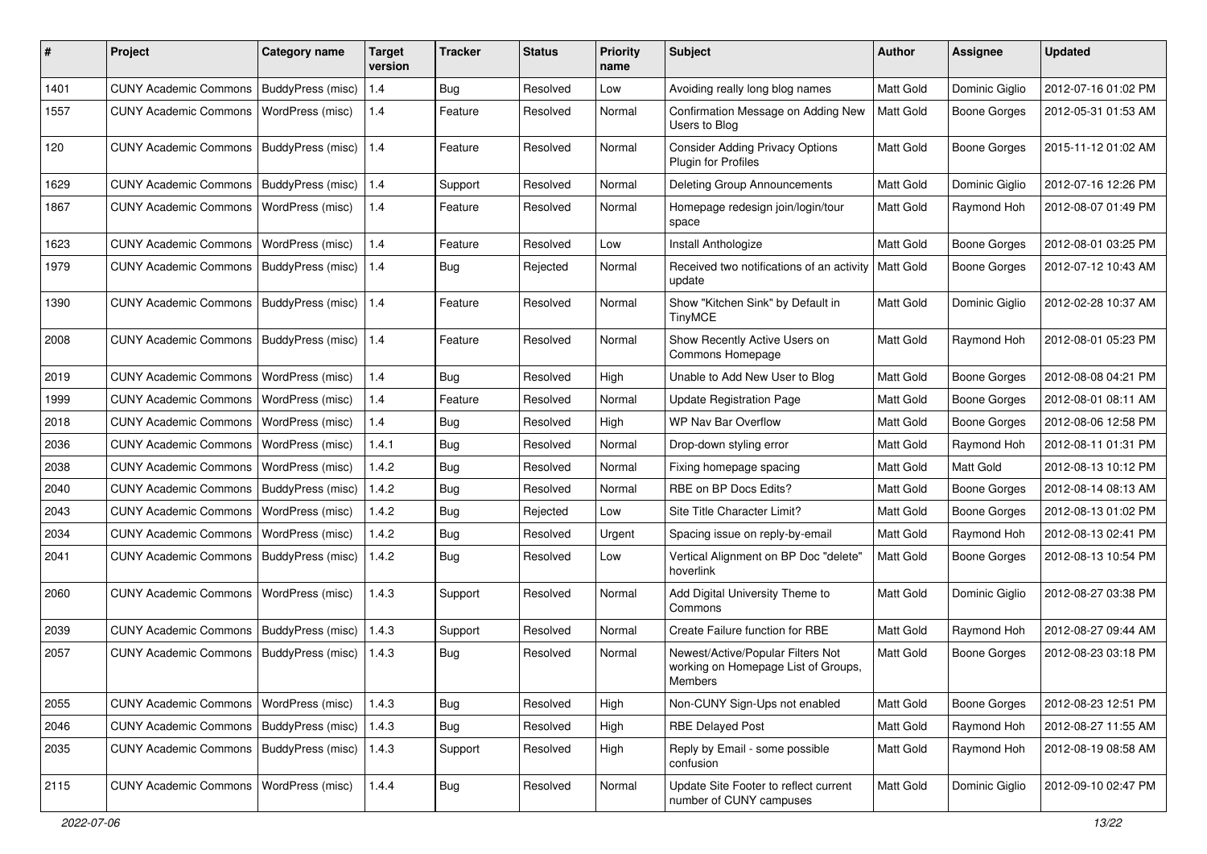| # | Project | Category name | Target version | Tracker | Status | Priority name | Subject | Author | Assignee | Updated |
|---|---|---|---|---|---|---|---|---|---|---|
| 1401 | CUNY Academic Commons | BuddyPress (misc) | 1.4 | Bug | Resolved | Low | Avoiding really long blog names | Matt Gold | Dominic Giglio | 2012-07-16 01:02 PM |
| 1557 | CUNY Academic Commons | WordPress (misc) | 1.4 | Feature | Resolved | Normal | Confirmation Message on Adding New Users to Blog | Matt Gold | Boone Gorges | 2012-05-31 01:53 AM |
| 120 | CUNY Academic Commons | BuddyPress (misc) | 1.4 | Feature | Resolved | Normal | Consider Adding Privacy Options Plugin for Profiles | Matt Gold | Boone Gorges | 2015-11-12 01:02 AM |
| 1629 | CUNY Academic Commons | BuddyPress (misc) | 1.4 | Support | Resolved | Normal | Deleting Group Announcements | Matt Gold | Dominic Giglio | 2012-07-16 12:26 PM |
| 1867 | CUNY Academic Commons | WordPress (misc) | 1.4 | Feature | Resolved | Normal | Homepage redesign join/login/tour space | Matt Gold | Raymond Hoh | 2012-08-07 01:49 PM |
| 1623 | CUNY Academic Commons | WordPress (misc) | 1.4 | Feature | Resolved | Low | Install Anthologize | Matt Gold | Boone Gorges | 2012-08-01 03:25 PM |
| 1979 | CUNY Academic Commons | BuddyPress (misc) | 1.4 | Bug | Rejected | Normal | Received two notifications of an activity update | Matt Gold | Boone Gorges | 2012-07-12 10:43 AM |
| 1390 | CUNY Academic Commons | BuddyPress (misc) | 1.4 | Feature | Resolved | Normal | Show "Kitchen Sink" by Default in TinyMCE | Matt Gold | Dominic Giglio | 2012-02-28 10:37 AM |
| 2008 | CUNY Academic Commons | BuddyPress (misc) | 1.4 | Feature | Resolved | Normal | Show Recently Active Users on Commons Homepage | Matt Gold | Raymond Hoh | 2012-08-01 05:23 PM |
| 2019 | CUNY Academic Commons | WordPress (misc) | 1.4 | Bug | Resolved | High | Unable to Add New User to Blog | Matt Gold | Boone Gorges | 2012-08-08 04:21 PM |
| 1999 | CUNY Academic Commons | WordPress (misc) | 1.4 | Feature | Resolved | Normal | Update Registration Page | Matt Gold | Boone Gorges | 2012-08-01 08:11 AM |
| 2018 | CUNY Academic Commons | WordPress (misc) | 1.4 | Bug | Resolved | High | WP Nav Bar Overflow | Matt Gold | Boone Gorges | 2012-08-06 12:58 PM |
| 2036 | CUNY Academic Commons | WordPress (misc) | 1.4.1 | Bug | Resolved | Normal | Drop-down styling error | Matt Gold | Raymond Hoh | 2012-08-11 01:31 PM |
| 2038 | CUNY Academic Commons | WordPress (misc) | 1.4.2 | Bug | Resolved | Normal | Fixing homepage spacing | Matt Gold | Matt Gold | 2012-08-13 10:12 PM |
| 2040 | CUNY Academic Commons | BuddyPress (misc) | 1.4.2 | Bug | Resolved | Normal | RBE on BP Docs Edits? | Matt Gold | Boone Gorges | 2012-08-14 08:13 AM |
| 2043 | CUNY Academic Commons | WordPress (misc) | 1.4.2 | Bug | Rejected | Low | Site Title Character Limit? | Matt Gold | Boone Gorges | 2012-08-13 01:02 PM |
| 2034 | CUNY Academic Commons | WordPress (misc) | 1.4.2 | Bug | Resolved | Urgent | Spacing issue on reply-by-email | Matt Gold | Raymond Hoh | 2012-08-13 02:41 PM |
| 2041 | CUNY Academic Commons | BuddyPress (misc) | 1.4.2 | Bug | Resolved | Low | Vertical Alignment on BP Doc "delete" hoverlink | Matt Gold | Boone Gorges | 2012-08-13 10:54 PM |
| 2060 | CUNY Academic Commons | WordPress (misc) | 1.4.3 | Support | Resolved | Normal | Add Digital University Theme to Commons | Matt Gold | Dominic Giglio | 2012-08-27 03:38 PM |
| 2039 | CUNY Academic Commons | BuddyPress (misc) | 1.4.3 | Support | Resolved | Normal | Create Failure function for RBE | Matt Gold | Raymond Hoh | 2012-08-27 09:44 AM |
| 2057 | CUNY Academic Commons | BuddyPress (misc) | 1.4.3 | Bug | Resolved | Normal | Newest/Active/Popular Filters Not working on Homepage List of Groups, Members | Matt Gold | Boone Gorges | 2012-08-23 03:18 PM |
| 2055 | CUNY Academic Commons | WordPress (misc) | 1.4.3 | Bug | Resolved | High | Non-CUNY Sign-Ups not enabled | Matt Gold | Boone Gorges | 2012-08-23 12:51 PM |
| 2046 | CUNY Academic Commons | BuddyPress (misc) | 1.4.3 | Bug | Resolved | High | RBE Delayed Post | Matt Gold | Raymond Hoh | 2012-08-27 11:55 AM |
| 2035 | CUNY Academic Commons | BuddyPress (misc) | 1.4.3 | Support | Resolved | High | Reply by Email - some possible confusion | Matt Gold | Raymond Hoh | 2012-08-19 08:58 AM |
| 2115 | CUNY Academic Commons | WordPress (misc) | 1.4.4 | Bug | Resolved | Normal | Update Site Footer to reflect current number of CUNY campuses | Matt Gold | Dominic Giglio | 2012-09-10 02:47 PM |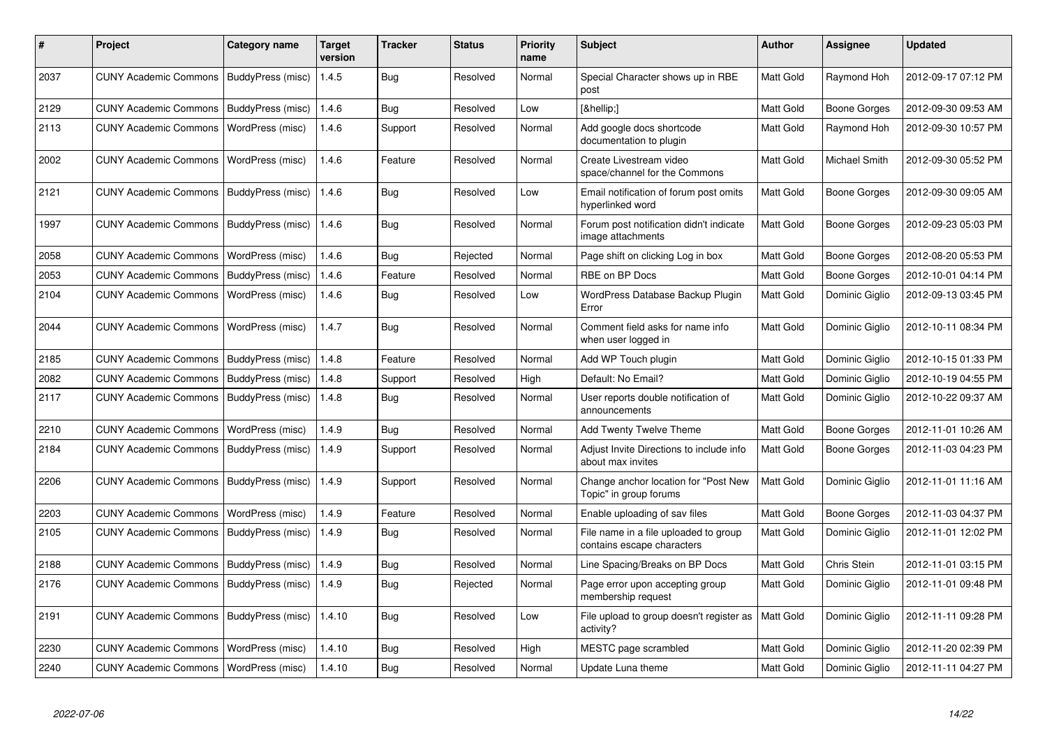| # | Project | Category name | Target version | Tracker | Status | Priority name | Subject | Author | Assignee | Updated |
|---|---|---|---|---|---|---|---|---|---|---|
| 2037 | CUNY Academic Commons | BuddyPress (misc) | 1.4.5 | Bug | Resolved | Normal | Special Character shows up in RBE post | Matt Gold | Raymond Hoh | 2012-09-17 07:12 PM |
| 2129 | CUNY Academic Commons | BuddyPress (misc) | 1.4.6 | Bug | Resolved | Low | [&hellip;] | Matt Gold | Boone Gorges | 2012-09-30 09:53 AM |
| 2113 | CUNY Academic Commons | WordPress (misc) | 1.4.6 | Support | Resolved | Normal | Add google docs shortcode documentation to plugin | Matt Gold | Raymond Hoh | 2012-09-30 10:57 PM |
| 2002 | CUNY Academic Commons | WordPress (misc) | 1.4.6 | Feature | Resolved | Normal | Create Livestream video space/channel for the Commons | Matt Gold | Michael Smith | 2012-09-30 05:52 PM |
| 2121 | CUNY Academic Commons | BuddyPress (misc) | 1.4.6 | Bug | Resolved | Low | Email notification of forum post omits hyperlinked word | Matt Gold | Boone Gorges | 2012-09-30 09:05 AM |
| 1997 | CUNY Academic Commons | BuddyPress (misc) | 1.4.6 | Bug | Resolved | Normal | Forum post notification didn't indicate image attachments | Matt Gold | Boone Gorges | 2012-09-23 05:03 PM |
| 2058 | CUNY Academic Commons | WordPress (misc) | 1.4.6 | Bug | Rejected | Normal | Page shift on clicking Log in box | Matt Gold | Boone Gorges | 2012-08-20 05:53 PM |
| 2053 | CUNY Academic Commons | BuddyPress (misc) | 1.4.6 | Feature | Resolved | Normal | RBE on BP Docs | Matt Gold | Boone Gorges | 2012-10-01 04:14 PM |
| 2104 | CUNY Academic Commons | WordPress (misc) | 1.4.6 | Bug | Resolved | Low | WordPress Database Backup Plugin Error | Matt Gold | Dominic Giglio | 2012-09-13 03:45 PM |
| 2044 | CUNY Academic Commons | WordPress (misc) | 1.4.7 | Bug | Resolved | Normal | Comment field asks for name info when user logged in | Matt Gold | Dominic Giglio | 2012-10-11 08:34 PM |
| 2185 | CUNY Academic Commons | BuddyPress (misc) | 1.4.8 | Feature | Resolved | Normal | Add WP Touch plugin | Matt Gold | Dominic Giglio | 2012-10-15 01:33 PM |
| 2082 | CUNY Academic Commons | BuddyPress (misc) | 1.4.8 | Support | Resolved | High | Default: No Email? | Matt Gold | Dominic Giglio | 2012-10-19 04:55 PM |
| 2117 | CUNY Academic Commons | BuddyPress (misc) | 1.4.8 | Bug | Resolved | Normal | User reports double notification of announcements | Matt Gold | Dominic Giglio | 2012-10-22 09:37 AM |
| 2210 | CUNY Academic Commons | WordPress (misc) | 1.4.9 | Bug | Resolved | Normal | Add Twenty Twelve Theme | Matt Gold | Boone Gorges | 2012-11-01 10:26 AM |
| 2184 | CUNY Academic Commons | BuddyPress (misc) | 1.4.9 | Support | Resolved | Normal | Adjust Invite Directions to include info about max invites | Matt Gold | Boone Gorges | 2012-11-03 04:23 PM |
| 2206 | CUNY Academic Commons | BuddyPress (misc) | 1.4.9 | Support | Resolved | Normal | Change anchor location for "Post New Topic" in group forums | Matt Gold | Dominic Giglio | 2012-11-01 11:16 AM |
| 2203 | CUNY Academic Commons | WordPress (misc) | 1.4.9 | Feature | Resolved | Normal | Enable uploading of sav files | Matt Gold | Boone Gorges | 2012-11-03 04:37 PM |
| 2105 | CUNY Academic Commons | BuddyPress (misc) | 1.4.9 | Bug | Resolved | Normal | File name in a file uploaded to group contains escape characters | Matt Gold | Dominic Giglio | 2012-11-01 12:02 PM |
| 2188 | CUNY Academic Commons | BuddyPress (misc) | 1.4.9 | Bug | Resolved | Normal | Line Spacing/Breaks on BP Docs | Matt Gold | Chris Stein | 2012-11-01 03:15 PM |
| 2176 | CUNY Academic Commons | BuddyPress (misc) | 1.4.9 | Bug | Rejected | Normal | Page error upon accepting group membership request | Matt Gold | Dominic Giglio | 2012-11-01 09:48 PM |
| 2191 | CUNY Academic Commons | BuddyPress (misc) | 1.4.10 | Bug | Resolved | Low | File upload to group doesn't register as activity? | Matt Gold | Dominic Giglio | 2012-11-11 09:28 PM |
| 2230 | CUNY Academic Commons | WordPress (misc) | 1.4.10 | Bug | Resolved | High | MESTC page scrambled | Matt Gold | Dominic Giglio | 2012-11-20 02:39 PM |
| 2240 | CUNY Academic Commons | WordPress (misc) | 1.4.10 | Bug | Resolved | Normal | Update Luna theme | Matt Gold | Dominic Giglio | 2012-11-11 04:27 PM |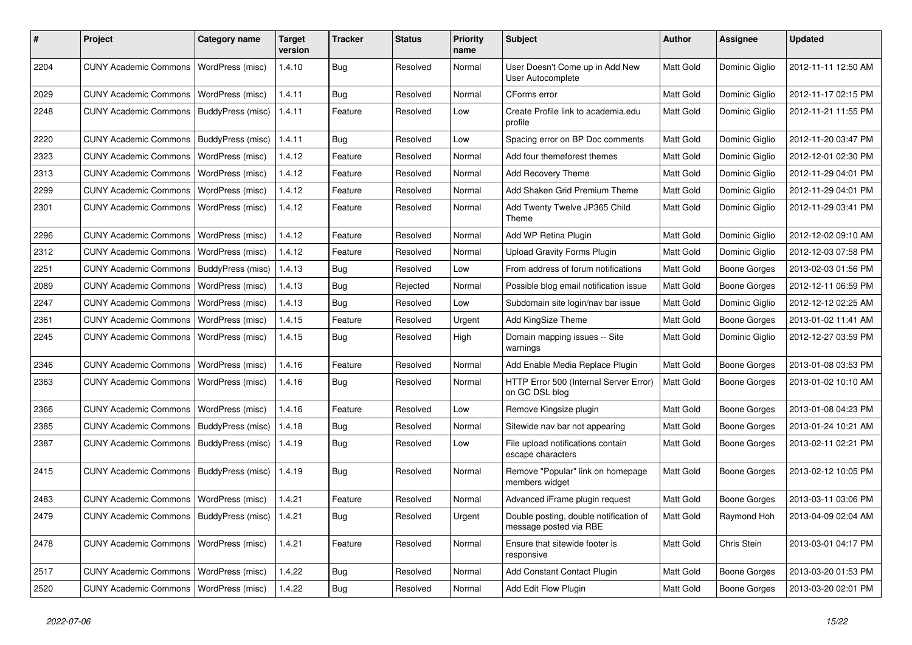| # | Project | Category name | Target version | Tracker | Status | Priority name | Subject | Author | Assignee | Updated |
|---|---|---|---|---|---|---|---|---|---|---|
| 2204 | CUNY Academic Commons | WordPress (misc) | 1.4.10 | Bug | Resolved | Normal | User Doesn't Come up in Add New User Autocomplete | Matt Gold | Dominic Giglio | 2012-11-11 12:50 AM |
| 2029 | CUNY Academic Commons | WordPress (misc) | 1.4.11 | Bug | Resolved | Normal | CForms error | Matt Gold | Dominic Giglio | 2012-11-17 02:15 PM |
| 2248 | CUNY Academic Commons | BuddyPress (misc) | 1.4.11 | Feature | Resolved | Low | Create Profile link to academia.edu profile | Matt Gold | Dominic Giglio | 2012-11-21 11:55 PM |
| 2220 | CUNY Academic Commons | BuddyPress (misc) | 1.4.11 | Bug | Resolved | Low | Spacing error on BP Doc comments | Matt Gold | Dominic Giglio | 2012-11-20 03:47 PM |
| 2323 | CUNY Academic Commons | WordPress (misc) | 1.4.12 | Feature | Resolved | Normal | Add four themeforest themes | Matt Gold | Dominic Giglio | 2012-12-01 02:30 PM |
| 2313 | CUNY Academic Commons | WordPress (misc) | 1.4.12 | Feature | Resolved | Normal | Add Recovery Theme | Matt Gold | Dominic Giglio | 2012-11-29 04:01 PM |
| 2299 | CUNY Academic Commons | WordPress (misc) | 1.4.12 | Feature | Resolved | Normal | Add Shaken Grid Premium Theme | Matt Gold | Dominic Giglio | 2012-11-29 04:01 PM |
| 2301 | CUNY Academic Commons | WordPress (misc) | 1.4.12 | Feature | Resolved | Normal | Add Twenty Twelve JP365 Child Theme | Matt Gold | Dominic Giglio | 2012-11-29 03:41 PM |
| 2296 | CUNY Academic Commons | WordPress (misc) | 1.4.12 | Feature | Resolved | Normal | Add WP Retina Plugin | Matt Gold | Dominic Giglio | 2012-12-02 09:10 AM |
| 2312 | CUNY Academic Commons | WordPress (misc) | 1.4.12 | Feature | Resolved | Normal | Upload Gravity Forms Plugin | Matt Gold | Dominic Giglio | 2012-12-03 07:58 PM |
| 2251 | CUNY Academic Commons | BuddyPress (misc) | 1.4.13 | Bug | Resolved | Low | From address of forum notifications | Matt Gold | Boone Gorges | 2013-02-03 01:56 PM |
| 2089 | CUNY Academic Commons | WordPress (misc) | 1.4.13 | Bug | Rejected | Normal | Possible blog email notification issue | Matt Gold | Boone Gorges | 2012-12-11 06:59 PM |
| 2247 | CUNY Academic Commons | WordPress (misc) | 1.4.13 | Bug | Resolved | Low | Subdomain site login/nav bar issue | Matt Gold | Dominic Giglio | 2012-12-12 02:25 AM |
| 2361 | CUNY Academic Commons | WordPress (misc) | 1.4.15 | Feature | Resolved | Urgent | Add KingSize Theme | Matt Gold | Boone Gorges | 2013-01-02 11:41 AM |
| 2245 | CUNY Academic Commons | WordPress (misc) | 1.4.15 | Bug | Resolved | High | Domain mapping issues -- Site warnings | Matt Gold | Dominic Giglio | 2012-12-27 03:59 PM |
| 2346 | CUNY Academic Commons | WordPress (misc) | 1.4.16 | Feature | Resolved | Normal | Add Enable Media Replace Plugin | Matt Gold | Boone Gorges | 2013-01-08 03:53 PM |
| 2363 | CUNY Academic Commons | WordPress (misc) | 1.4.16 | Bug | Resolved | Normal | HTTP Error 500 (Internal Server Error) on GC DSL blog | Matt Gold | Boone Gorges | 2013-01-02 10:10 AM |
| 2366 | CUNY Academic Commons | WordPress (misc) | 1.4.16 | Feature | Resolved | Low | Remove Kingsize plugin | Matt Gold | Boone Gorges | 2013-01-08 04:23 PM |
| 2385 | CUNY Academic Commons | BuddyPress (misc) | 1.4.18 | Bug | Resolved | Normal | Sitewide nav bar not appearing | Matt Gold | Boone Gorges | 2013-01-24 10:21 AM |
| 2387 | CUNY Academic Commons | BuddyPress (misc) | 1.4.19 | Bug | Resolved | Low | File upload notifications contain escape characters | Matt Gold | Boone Gorges | 2013-02-11 02:21 PM |
| 2415 | CUNY Academic Commons | BuddyPress (misc) | 1.4.19 | Bug | Resolved | Normal | Remove "Popular" link on homepage members widget | Matt Gold | Boone Gorges | 2013-02-12 10:05 PM |
| 2483 | CUNY Academic Commons | WordPress (misc) | 1.4.21 | Feature | Resolved | Normal | Advanced iFrame plugin request | Matt Gold | Boone Gorges | 2013-03-11 03:06 PM |
| 2479 | CUNY Academic Commons | BuddyPress (misc) | 1.4.21 | Bug | Resolved | Urgent | Double posting, double notification of message posted via RBE | Matt Gold | Raymond Hoh | 2013-04-09 02:04 AM |
| 2478 | CUNY Academic Commons | WordPress (misc) | 1.4.21 | Feature | Resolved | Normal | Ensure that sitewide footer is responsive | Matt Gold | Chris Stein | 2013-03-01 04:17 PM |
| 2517 | CUNY Academic Commons | WordPress (misc) | 1.4.22 | Bug | Resolved | Normal | Add Constant Contact Plugin | Matt Gold | Boone Gorges | 2013-03-20 01:53 PM |
| 2520 | CUNY Academic Commons | WordPress (misc) | 1.4.22 | Bug | Resolved | Normal | Add Edit Flow Plugin | Matt Gold | Boone Gorges | 2013-03-20 02:01 PM |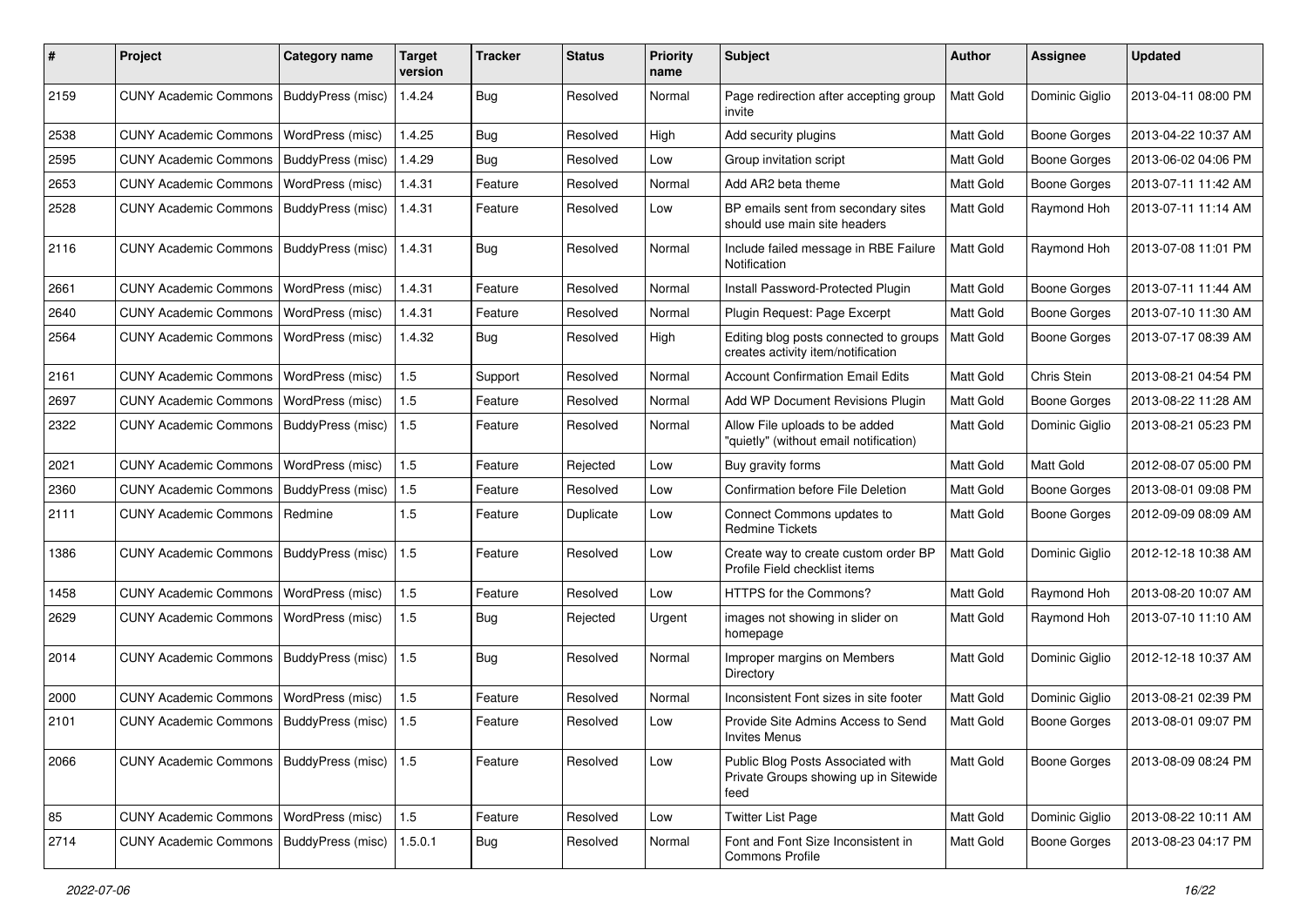| # | Project | Category name | Target version | Tracker | Status | Priority name | Subject | Author | Assignee | Updated |
|---|---|---|---|---|---|---|---|---|---|---|
| 2159 | CUNY Academic Commons | BuddyPress (misc) | 1.4.24 | Bug | Resolved | Normal | Page redirection after accepting group invite | Matt Gold | Dominic Giglio | 2013-04-11 08:00 PM |
| 2538 | CUNY Academic Commons | WordPress (misc) | 1.4.25 | Bug | Resolved | High | Add security plugins | Matt Gold | Boone Gorges | 2013-04-22 10:37 AM |
| 2595 | CUNY Academic Commons | BuddyPress (misc) | 1.4.29 | Bug | Resolved | Low | Group invitation script | Matt Gold | Boone Gorges | 2013-06-02 04:06 PM |
| 2653 | CUNY Academic Commons | WordPress (misc) | 1.4.31 | Feature | Resolved | Normal | Add AR2 beta theme | Matt Gold | Boone Gorges | 2013-07-11 11:42 AM |
| 2528 | CUNY Academic Commons | BuddyPress (misc) | 1.4.31 | Feature | Resolved | Low | BP emails sent from secondary sites should use main site headers | Matt Gold | Raymond Hoh | 2013-07-11 11:14 AM |
| 2116 | CUNY Academic Commons | BuddyPress (misc) | 1.4.31 | Bug | Resolved | Normal | Include failed message in RBE Failure Notification | Matt Gold | Raymond Hoh | 2013-07-08 11:01 PM |
| 2661 | CUNY Academic Commons | WordPress (misc) | 1.4.31 | Feature | Resolved | Normal | Install Password-Protected Plugin | Matt Gold | Boone Gorges | 2013-07-11 11:44 AM |
| 2640 | CUNY Academic Commons | WordPress (misc) | 1.4.31 | Feature | Resolved | Normal | Plugin Request: Page Excerpt | Matt Gold | Boone Gorges | 2013-07-10 11:30 AM |
| 2564 | CUNY Academic Commons | WordPress (misc) | 1.4.32 | Bug | Resolved | High | Editing blog posts connected to groups creates activity item/notification | Matt Gold | Boone Gorges | 2013-07-17 08:39 AM |
| 2161 | CUNY Academic Commons | WordPress (misc) | 1.5 | Support | Resolved | Normal | Account Confirmation Email Edits | Matt Gold | Chris Stein | 2013-08-21 04:54 PM |
| 2697 | CUNY Academic Commons | WordPress (misc) | 1.5 | Feature | Resolved | Normal | Add WP Document Revisions Plugin | Matt Gold | Boone Gorges | 2013-08-22 11:28 AM |
| 2322 | CUNY Academic Commons | BuddyPress (misc) | 1.5 | Feature | Resolved | Normal | Allow File uploads to be added "quietly" (without email notification) | Matt Gold | Dominic Giglio | 2013-08-21 05:23 PM |
| 2021 | CUNY Academic Commons | WordPress (misc) | 1.5 | Feature | Rejected | Low | Buy gravity forms | Matt Gold | Matt Gold | 2012-08-07 05:00 PM |
| 2360 | CUNY Academic Commons | BuddyPress (misc) | 1.5 | Feature | Resolved | Low | Confirmation before File Deletion | Matt Gold | Boone Gorges | 2013-08-01 09:08 PM |
| 2111 | CUNY Academic Commons | Redmine | 1.5 | Feature | Duplicate | Low | Connect Commons updates to Redmine Tickets | Matt Gold | Boone Gorges | 2012-09-09 08:09 AM |
| 1386 | CUNY Academic Commons | BuddyPress (misc) | 1.5 | Feature | Resolved | Low | Create way to create custom order BP Profile Field checklist items | Matt Gold | Dominic Giglio | 2012-12-18 10:38 AM |
| 1458 | CUNY Academic Commons | WordPress (misc) | 1.5 | Feature | Resolved | Low | HTTPS for the Commons? | Matt Gold | Raymond Hoh | 2013-08-20 10:07 AM |
| 2629 | CUNY Academic Commons | WordPress (misc) | 1.5 | Bug | Rejected | Urgent | images not showing in slider on homepage | Matt Gold | Raymond Hoh | 2013-07-10 11:10 AM |
| 2014 | CUNY Academic Commons | BuddyPress (misc) | 1.5 | Bug | Resolved | Normal | Improper margins on Members Directory | Matt Gold | Dominic Giglio | 2012-12-18 10:37 AM |
| 2000 | CUNY Academic Commons | WordPress (misc) | 1.5 | Feature | Resolved | Normal | Inconsistent Font sizes in site footer | Matt Gold | Dominic Giglio | 2013-08-21 02:39 PM |
| 2101 | CUNY Academic Commons | BuddyPress (misc) | 1.5 | Feature | Resolved | Low | Provide Site Admins Access to Send Invites Menus | Matt Gold | Boone Gorges | 2013-08-01 09:07 PM |
| 2066 | CUNY Academic Commons | BuddyPress (misc) | 1.5 | Feature | Resolved | Low | Public Blog Posts Associated with Private Groups showing up in Sitewide feed | Matt Gold | Boone Gorges | 2013-08-09 08:24 PM |
| 85 | CUNY Academic Commons | WordPress (misc) | 1.5 | Feature | Resolved | Low | Twitter List Page | Matt Gold | Dominic Giglio | 2013-08-22 10:11 AM |
| 2714 | CUNY Academic Commons | BuddyPress (misc) | 1.5.0.1 | Bug | Resolved | Normal | Font and Font Size Inconsistent in Commons Profile | Matt Gold | Boone Gorges | 2013-08-23 04:17 PM |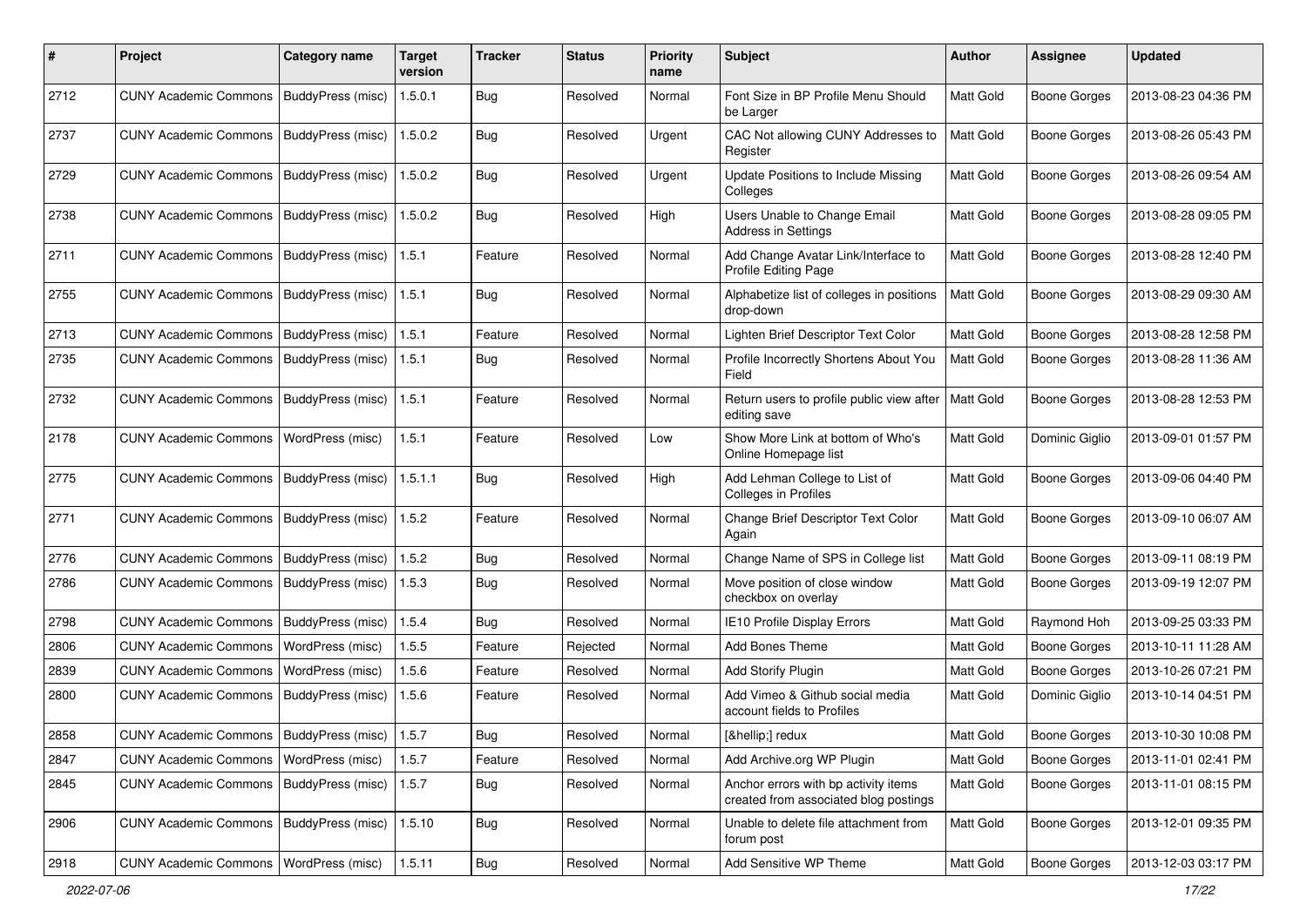| # | Project | Category name | Target version | Tracker | Status | Priority name | Subject | Author | Assignee | Updated |
|---|---|---|---|---|---|---|---|---|---|---|
| 2712 | CUNY Academic Commons | BuddyPress (misc) | 1.5.0.1 | Bug | Resolved | Normal | Font Size in BP Profile Menu Should be Larger | Matt Gold | Boone Gorges | 2013-08-23 04:36 PM |
| 2737 | CUNY Academic Commons | BuddyPress (misc) | 1.5.0.2 | Bug | Resolved | Urgent | CAC Not allowing CUNY Addresses to Register | Matt Gold | Boone Gorges | 2013-08-26 05:43 PM |
| 2729 | CUNY Academic Commons | BuddyPress (misc) | 1.5.0.2 | Bug | Resolved | Urgent | Update Positions to Include Missing Colleges | Matt Gold | Boone Gorges | 2013-08-26 09:54 AM |
| 2738 | CUNY Academic Commons | BuddyPress (misc) | 1.5.0.2 | Bug | Resolved | High | Users Unable to Change Email Address in Settings | Matt Gold | Boone Gorges | 2013-08-28 09:05 PM |
| 2711 | CUNY Academic Commons | BuddyPress (misc) | 1.5.1 | Feature | Resolved | Normal | Add Change Avatar Link/Interface to Profile Editing Page | Matt Gold | Boone Gorges | 2013-08-28 12:40 PM |
| 2755 | CUNY Academic Commons | BuddyPress (misc) | 1.5.1 | Bug | Resolved | Normal | Alphabetize list of colleges in positions drop-down | Matt Gold | Boone Gorges | 2013-08-29 09:30 AM |
| 2713 | CUNY Academic Commons | BuddyPress (misc) | 1.5.1 | Feature | Resolved | Normal | Lighten Brief Descriptor Text Color | Matt Gold | Boone Gorges | 2013-08-28 12:58 PM |
| 2735 | CUNY Academic Commons | BuddyPress (misc) | 1.5.1 | Bug | Resolved | Normal | Profile Incorrectly Shortens About You Field | Matt Gold | Boone Gorges | 2013-08-28 11:36 AM |
| 2732 | CUNY Academic Commons | BuddyPress (misc) | 1.5.1 | Feature | Resolved | Normal | Return users to profile public view after editing save | Matt Gold | Boone Gorges | 2013-08-28 12:53 PM |
| 2178 | CUNY Academic Commons | WordPress (misc) | 1.5.1 | Feature | Resolved | Low | Show More Link at bottom of Who's Online Homepage list | Matt Gold | Dominic Giglio | 2013-09-01 01:57 PM |
| 2775 | CUNY Academic Commons | BuddyPress (misc) | 1.5.1.1 | Bug | Resolved | High | Add Lehman College to List of Colleges in Profiles | Matt Gold | Boone Gorges | 2013-09-06 04:40 PM |
| 2771 | CUNY Academic Commons | BuddyPress (misc) | 1.5.2 | Feature | Resolved | Normal | Change Brief Descriptor Text Color Again | Matt Gold | Boone Gorges | 2013-09-10 06:07 AM |
| 2776 | CUNY Academic Commons | BuddyPress (misc) | 1.5.2 | Bug | Resolved | Normal | Change Name of SPS in College list | Matt Gold | Boone Gorges | 2013-09-11 08:19 PM |
| 2786 | CUNY Academic Commons | BuddyPress (misc) | 1.5.3 | Bug | Resolved | Normal | Move position of close window checkbox on overlay | Matt Gold | Boone Gorges | 2013-09-19 12:07 PM |
| 2798 | CUNY Academic Commons | BuddyPress (misc) | 1.5.4 | Bug | Resolved | Normal | IE10 Profile Display Errors | Matt Gold | Raymond Hoh | 2013-09-25 03:33 PM |
| 2806 | CUNY Academic Commons | WordPress (misc) | 1.5.5 | Feature | Rejected | Normal | Add Bones Theme | Matt Gold | Boone Gorges | 2013-10-11 11:28 AM |
| 2839 | CUNY Academic Commons | WordPress (misc) | 1.5.6 | Feature | Resolved | Normal | Add Storify Plugin | Matt Gold | Boone Gorges | 2013-10-26 07:21 PM |
| 2800 | CUNY Academic Commons | BuddyPress (misc) | 1.5.6 | Feature | Resolved | Normal | Add Vimeo & Github social media account fields to Profiles | Matt Gold | Dominic Giglio | 2013-10-14 04:51 PM |
| 2858 | CUNY Academic Commons | BuddyPress (misc) | 1.5.7 | Bug | Resolved | Normal | [&hellip;] redux | Matt Gold | Boone Gorges | 2013-10-30 10:08 PM |
| 2847 | CUNY Academic Commons | WordPress (misc) | 1.5.7 | Feature | Resolved | Normal | Add Archive.org WP Plugin | Matt Gold | Boone Gorges | 2013-11-01 02:41 PM |
| 2845 | CUNY Academic Commons | BuddyPress (misc) | 1.5.7 | Bug | Resolved | Normal | Anchor errors with bp activity items created from associated blog postings | Matt Gold | Boone Gorges | 2013-11-01 08:15 PM |
| 2906 | CUNY Academic Commons | BuddyPress (misc) | 1.5.10 | Bug | Resolved | Normal | Unable to delete file attachment from forum post | Matt Gold | Boone Gorges | 2013-12-01 09:35 PM |
| 2918 | CUNY Academic Commons | WordPress (misc) | 1.5.11 | Bug | Resolved | Normal | Add Sensitive WP Theme | Matt Gold | Boone Gorges | 2013-12-03 03:17 PM |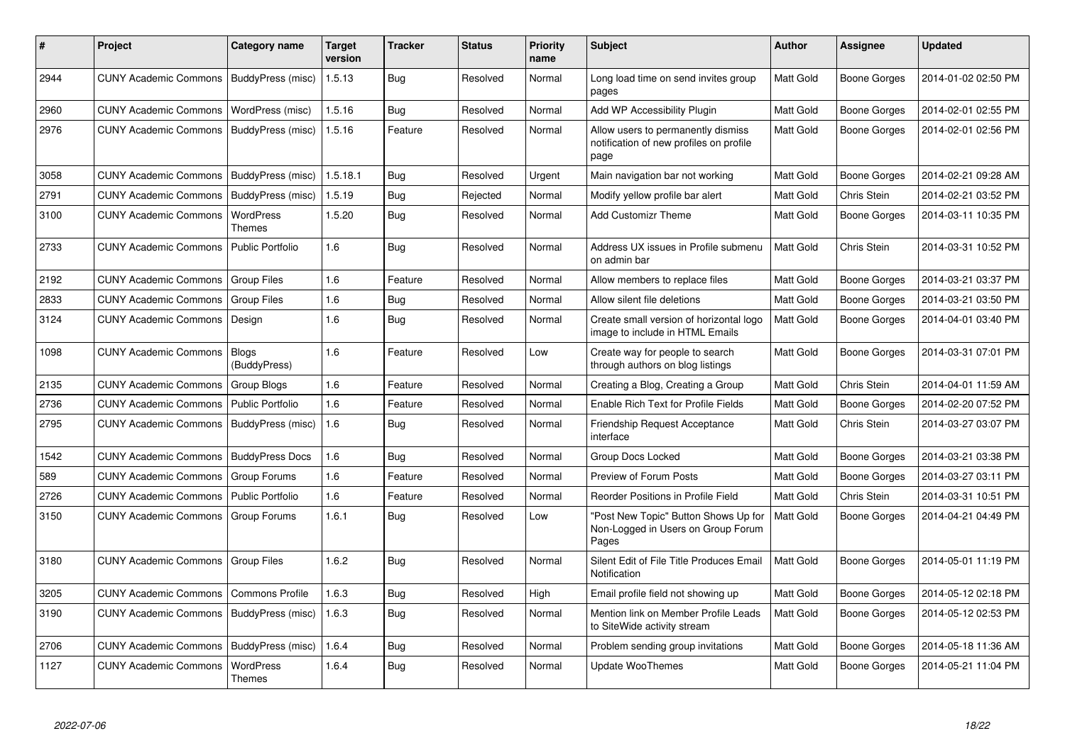| # | Project | Category name | Target version | Tracker | Status | Priority name | Subject | Author | Assignee | Updated |
|---|---|---|---|---|---|---|---|---|---|---|
| 2944 | CUNY Academic Commons | BuddyPress (misc) | 1.5.13 | Bug | Resolved | Normal | Long load time on send invites group pages | Matt Gold | Boone Gorges | 2014-01-02 02:50 PM |
| 2960 | CUNY Academic Commons | WordPress (misc) | 1.5.16 | Bug | Resolved | Normal | Add WP Accessibility Plugin | Matt Gold | Boone Gorges | 2014-02-01 02:55 PM |
| 2976 | CUNY Academic Commons | BuddyPress (misc) | 1.5.16 | Feature | Resolved | Normal | Allow users to permanently dismiss notification of new profiles on profile page | Matt Gold | Boone Gorges | 2014-02-01 02:56 PM |
| 3058 | CUNY Academic Commons | BuddyPress (misc) | 1.5.18.1 | Bug | Resolved | Urgent | Main navigation bar not working | Matt Gold | Boone Gorges | 2014-02-21 09:28 AM |
| 2791 | CUNY Academic Commons | BuddyPress (misc) | 1.5.19 | Bug | Rejected | Normal | Modify yellow profile bar alert | Matt Gold | Chris Stein | 2014-02-21 03:52 PM |
| 3100 | CUNY Academic Commons | WordPress Themes | 1.5.20 | Bug | Resolved | Normal | Add Customizr Theme | Matt Gold | Boone Gorges | 2014-03-11 10:35 PM |
| 2733 | CUNY Academic Commons | Public Portfolio | 1.6 | Bug | Resolved | Normal | Address UX issues in Profile submenu on admin bar | Matt Gold | Chris Stein | 2014-03-31 10:52 PM |
| 2192 | CUNY Academic Commons | Group Files | 1.6 | Feature | Resolved | Normal | Allow members to replace files | Matt Gold | Boone Gorges | 2014-03-21 03:37 PM |
| 2833 | CUNY Academic Commons | Group Files | 1.6 | Bug | Resolved | Normal | Allow silent file deletions | Matt Gold | Boone Gorges | 2014-03-21 03:50 PM |
| 3124 | CUNY Academic Commons | Design | 1.6 | Bug | Resolved | Normal | Create small version of horizontal logo image to include in HTML Emails | Matt Gold | Boone Gorges | 2014-04-01 03:40 PM |
| 1098 | CUNY Academic Commons | Blogs (BuddyPress) | 1.6 | Feature | Resolved | Low | Create way for people to search through authors on blog listings | Matt Gold | Boone Gorges | 2014-03-31 07:01 PM |
| 2135 | CUNY Academic Commons | Group Blogs | 1.6 | Feature | Resolved | Normal | Creating a Blog, Creating a Group | Matt Gold | Chris Stein | 2014-04-01 11:59 AM |
| 2736 | CUNY Academic Commons | Public Portfolio | 1.6 | Feature | Resolved | Normal | Enable Rich Text for Profile Fields | Matt Gold | Boone Gorges | 2014-02-20 07:52 PM |
| 2795 | CUNY Academic Commons | BuddyPress (misc) | 1.6 | Bug | Resolved | Normal | Friendship Request Acceptance interface | Matt Gold | Chris Stein | 2014-03-27 03:07 PM |
| 1542 | CUNY Academic Commons | BuddyPress Docs | 1.6 | Bug | Resolved | Normal | Group Docs Locked | Matt Gold | Boone Gorges | 2014-03-21 03:38 PM |
| 589 | CUNY Academic Commons | Group Forums | 1.6 | Feature | Resolved | Normal | Preview of Forum Posts | Matt Gold | Boone Gorges | 2014-03-27 03:11 PM |
| 2726 | CUNY Academic Commons | Public Portfolio | 1.6 | Feature | Resolved | Normal | Reorder Positions in Profile Field | Matt Gold | Chris Stein | 2014-03-31 10:51 PM |
| 3150 | CUNY Academic Commons | Group Forums | 1.6.1 | Bug | Resolved | Low | "Post New Topic" Button Shows Up for Non-Logged in Users on Group Forum Pages | Matt Gold | Boone Gorges | 2014-04-21 04:49 PM |
| 3180 | CUNY Academic Commons | Group Files | 1.6.2 | Bug | Resolved | Normal | Silent Edit of File Title Produces Email Notification | Matt Gold | Boone Gorges | 2014-05-01 11:19 PM |
| 3205 | CUNY Academic Commons | Commons Profile | 1.6.3 | Bug | Resolved | High | Email profile field not showing up | Matt Gold | Boone Gorges | 2014-05-12 02:18 PM |
| 3190 | CUNY Academic Commons | BuddyPress (misc) | 1.6.3 | Bug | Resolved | Normal | Mention link on Member Profile Leads to SiteWide activity stream | Matt Gold | Boone Gorges | 2014-05-12 02:53 PM |
| 2706 | CUNY Academic Commons | BuddyPress (misc) | 1.6.4 | Bug | Resolved | Normal | Problem sending group invitations | Matt Gold | Boone Gorges | 2014-05-18 11:36 AM |
| 1127 | CUNY Academic Commons | WordPress Themes | 1.6.4 | Bug | Resolved | Normal | Update WooThemes | Matt Gold | Boone Gorges | 2014-05-21 11:04 PM |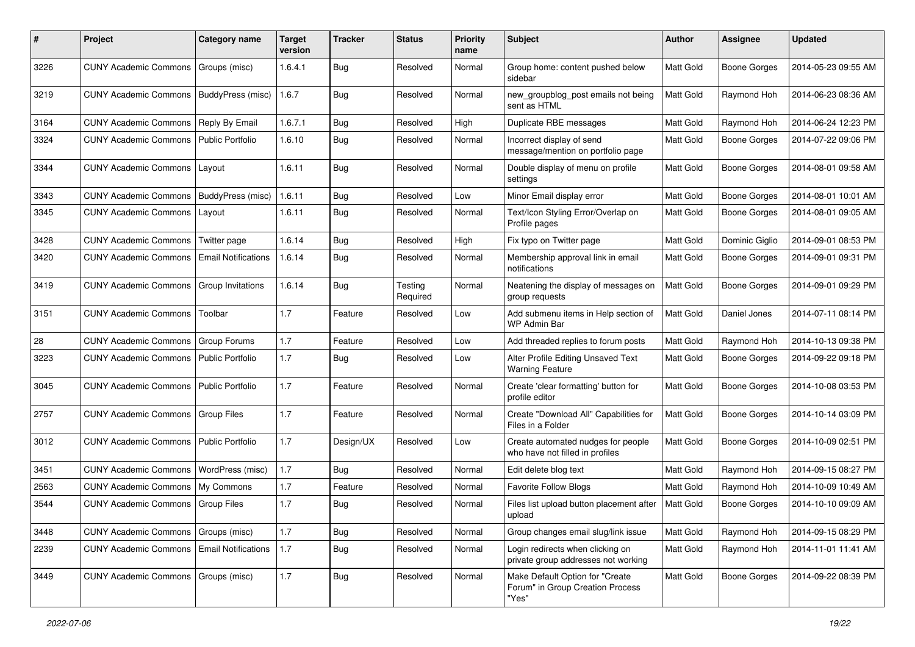| # | Project | Category name | Target version | Tracker | Status | Priority name | Subject | Author | Assignee | Updated |
|---|---|---|---|---|---|---|---|---|---|---|
| 3226 | CUNY Academic Commons | Groups (misc) | 1.6.4.1 | Bug | Resolved | Normal | Group home: content pushed below sidebar | Matt Gold | Boone Gorges | 2014-05-23 09:55 AM |
| 3219 | CUNY Academic Commons | BuddyPress (misc) | 1.6.7 | Bug | Resolved | Normal | new_groupblog_post emails not being sent as HTML | Matt Gold | Raymond Hoh | 2014-06-23 08:36 AM |
| 3164 | CUNY Academic Commons | Reply By Email | 1.6.7.1 | Bug | Resolved | High | Duplicate RBE messages | Matt Gold | Raymond Hoh | 2014-06-24 12:23 PM |
| 3324 | CUNY Academic Commons | Public Portfolio | 1.6.10 | Bug | Resolved | Normal | Incorrect display of send message/mention on portfolio page | Matt Gold | Boone Gorges | 2014-07-22 09:06 PM |
| 3344 | CUNY Academic Commons | Layout | 1.6.11 | Bug | Resolved | Normal | Double display of menu on profile settings | Matt Gold | Boone Gorges | 2014-08-01 09:58 AM |
| 3343 | CUNY Academic Commons | BuddyPress (misc) | 1.6.11 | Bug | Resolved | Low | Minor Email display error | Matt Gold | Boone Gorges | 2014-08-01 10:01 AM |
| 3345 | CUNY Academic Commons | Layout | 1.6.11 | Bug | Resolved | Normal | Text/Icon Styling Error/Overlap on Profile pages | Matt Gold | Boone Gorges | 2014-08-01 09:05 AM |
| 3428 | CUNY Academic Commons | Twitter page | 1.6.14 | Bug | Resolved | High | Fix typo on Twitter page | Matt Gold | Dominic Giglio | 2014-09-01 08:53 PM |
| 3420 | CUNY Academic Commons | Email Notifications | 1.6.14 | Bug | Resolved | Normal | Membership approval link in email notifications | Matt Gold | Boone Gorges | 2014-09-01 09:31 PM |
| 3419 | CUNY Academic Commons | Group Invitations | 1.6.14 | Bug | Testing Required | Normal | Neatening the display of messages on group requests | Matt Gold | Boone Gorges | 2014-09-01 09:29 PM |
| 3151 | CUNY Academic Commons | Toolbar | 1.7 | Feature | Resolved | Low | Add submenu items in Help section of WP Admin Bar | Matt Gold | Daniel Jones | 2014-07-11 08:14 PM |
| 28 | CUNY Academic Commons | Group Forums | 1.7 | Feature | Resolved | Low | Add threaded replies to forum posts | Matt Gold | Raymond Hoh | 2014-10-13 09:38 PM |
| 3223 | CUNY Academic Commons | Public Portfolio | 1.7 | Bug | Resolved | Low | Alter Profile Editing Unsaved Text Warning Feature | Matt Gold | Boone Gorges | 2014-09-22 09:18 PM |
| 3045 | CUNY Academic Commons | Public Portfolio | 1.7 | Feature | Resolved | Normal | Create 'clear formatting' button for profile editor | Matt Gold | Boone Gorges | 2014-10-08 03:53 PM |
| 2757 | CUNY Academic Commons | Group Files | 1.7 | Feature | Resolved | Normal | Create "Download All" Capabilities for Files in a Folder | Matt Gold | Boone Gorges | 2014-10-14 03:09 PM |
| 3012 | CUNY Academic Commons | Public Portfolio | 1.7 | Design/UX | Resolved | Low | Create automated nudges for people who have not filled in profiles | Matt Gold | Boone Gorges | 2014-10-09 02:51 PM |
| 3451 | CUNY Academic Commons | WordPress (misc) | 1.7 | Bug | Resolved | Normal | Edit delete blog text | Matt Gold | Raymond Hoh | 2014-09-15 08:27 PM |
| 2563 | CUNY Academic Commons | My Commons | 1.7 | Feature | Resolved | Normal | Favorite Follow Blogs | Matt Gold | Raymond Hoh | 2014-10-09 10:49 AM |
| 3544 | CUNY Academic Commons | Group Files | 1.7 | Bug | Resolved | Normal | Files list upload button placement after upload | Matt Gold | Boone Gorges | 2014-10-10 09:09 AM |
| 3448 | CUNY Academic Commons | Groups (misc) | 1.7 | Bug | Resolved | Normal | Group changes email slug/link issue | Matt Gold | Raymond Hoh | 2014-09-15 08:29 PM |
| 2239 | CUNY Academic Commons | Email Notifications | 1.7 | Bug | Resolved | Normal | Login redirects when clicking on private group addresses not working | Matt Gold | Raymond Hoh | 2014-11-01 11:41 AM |
| 3449 | CUNY Academic Commons | Groups (misc) | 1.7 | Bug | Resolved | Normal | Make Default Option for "Create Forum" in Group Creation Process "Yes" | Matt Gold | Boone Gorges | 2014-09-22 08:39 PM |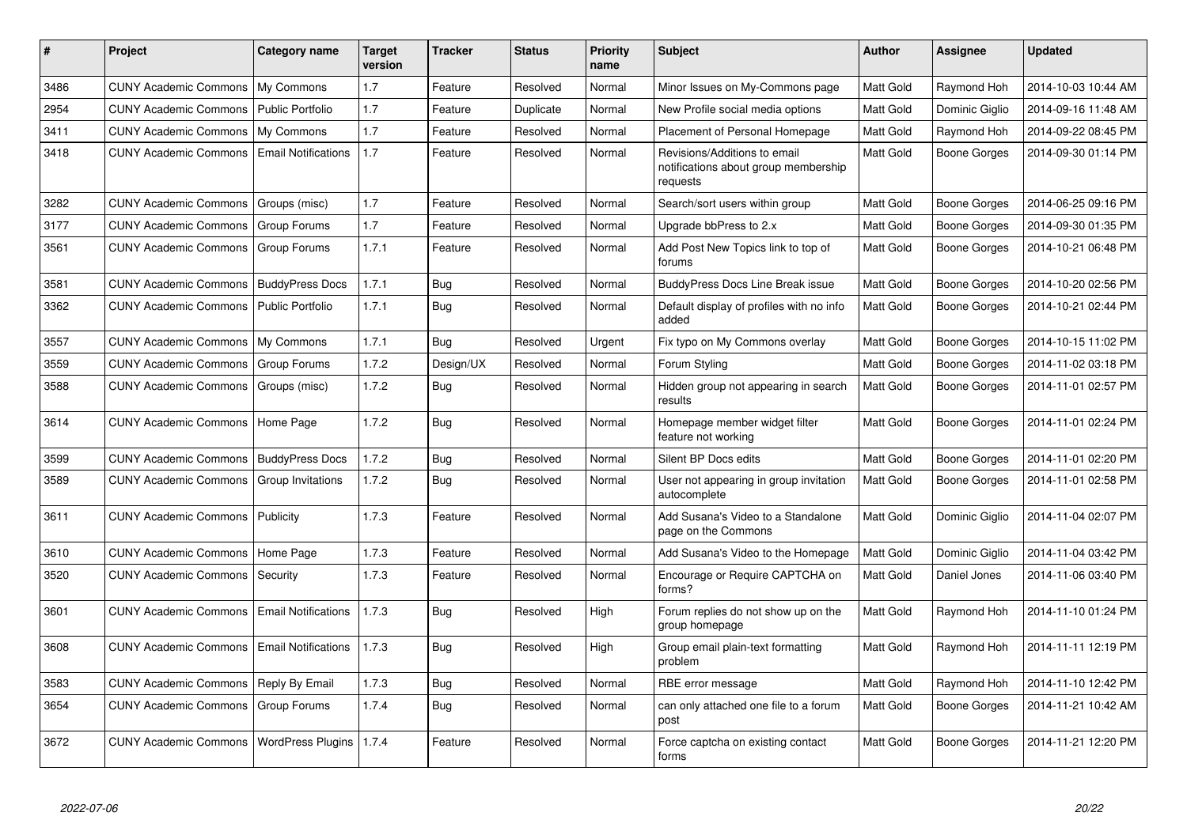| # | Project | Category name | Target version | Tracker | Status | Priority name | Subject | Author | Assignee | Updated |
|---|---|---|---|---|---|---|---|---|---|---|
| 3486 | CUNY Academic Commons | My Commons | 1.7 | Feature | Resolved | Normal | Minor Issues on My-Commons page | Matt Gold | Raymond Hoh | 2014-10-03 10:44 AM |
| 2954 | CUNY Academic Commons | Public Portfolio | 1.7 | Feature | Duplicate | Normal | New Profile social media options | Matt Gold | Dominic Giglio | 2014-09-16 11:48 AM |
| 3411 | CUNY Academic Commons | My Commons | 1.7 | Feature | Resolved | Normal | Placement of Personal Homepage | Matt Gold | Raymond Hoh | 2014-09-22 08:45 PM |
| 3418 | CUNY Academic Commons | Email Notifications | 1.7 | Feature | Resolved | Normal | Revisions/Additions to email notifications about group membership requests | Matt Gold | Boone Gorges | 2014-09-30 01:14 PM |
| 3282 | CUNY Academic Commons | Groups (misc) | 1.7 | Feature | Resolved | Normal | Search/sort users within group | Matt Gold | Boone Gorges | 2014-06-25 09:16 PM |
| 3177 | CUNY Academic Commons | Group Forums | 1.7 | Feature | Resolved | Normal | Upgrade bbPress to 2.x | Matt Gold | Boone Gorges | 2014-09-30 01:35 PM |
| 3561 | CUNY Academic Commons | Group Forums | 1.7.1 | Feature | Resolved | Normal | Add Post New Topics link to top of forums | Matt Gold | Boone Gorges | 2014-10-21 06:48 PM |
| 3581 | CUNY Academic Commons | BuddyPress Docs | 1.7.1 | Bug | Resolved | Normal | BuddyPress Docs Line Break issue | Matt Gold | Boone Gorges | 2014-10-20 02:56 PM |
| 3362 | CUNY Academic Commons | Public Portfolio | 1.7.1 | Bug | Resolved | Normal | Default display of profiles with no info added | Matt Gold | Boone Gorges | 2014-10-21 02:44 PM |
| 3557 | CUNY Academic Commons | My Commons | 1.7.1 | Bug | Resolved | Urgent | Fix typo on My Commons overlay | Matt Gold | Boone Gorges | 2014-10-15 11:02 PM |
| 3559 | CUNY Academic Commons | Group Forums | 1.7.2 | Design/UX | Resolved | Normal | Forum Styling | Matt Gold | Boone Gorges | 2014-11-02 03:18 PM |
| 3588 | CUNY Academic Commons | Groups (misc) | 1.7.2 | Bug | Resolved | Normal | Hidden group not appearing in search results | Matt Gold | Boone Gorges | 2014-11-01 02:57 PM |
| 3614 | CUNY Academic Commons | Home Page | 1.7.2 | Bug | Resolved | Normal | Homepage member widget filter feature not working | Matt Gold | Boone Gorges | 2014-11-01 02:24 PM |
| 3599 | CUNY Academic Commons | BuddyPress Docs | 1.7.2 | Bug | Resolved | Normal | Silent BP Docs edits | Matt Gold | Boone Gorges | 2014-11-01 02:20 PM |
| 3589 | CUNY Academic Commons | Group Invitations | 1.7.2 | Bug | Resolved | Normal | User not appearing in group invitation autocomplete | Matt Gold | Boone Gorges | 2014-11-01 02:58 PM |
| 3611 | CUNY Academic Commons | Publicity | 1.7.3 | Feature | Resolved | Normal | Add Susana's Video to a Standalone page on the Commons | Matt Gold | Dominic Giglio | 2014-11-04 02:07 PM |
| 3610 | CUNY Academic Commons | Home Page | 1.7.3 | Feature | Resolved | Normal | Add Susana's Video to the Homepage | Matt Gold | Dominic Giglio | 2014-11-04 03:42 PM |
| 3520 | CUNY Academic Commons | Security | 1.7.3 | Feature | Resolved | Normal | Encourage or Require CAPTCHA on forms? | Matt Gold | Daniel Jones | 2014-11-06 03:40 PM |
| 3601 | CUNY Academic Commons | Email Notifications | 1.7.3 | Bug | Resolved | High | Forum replies do not show up on the group homepage | Matt Gold | Raymond Hoh | 2014-11-10 01:24 PM |
| 3608 | CUNY Academic Commons | Email Notifications | 1.7.3 | Bug | Resolved | High | Group email plain-text formatting problem | Matt Gold | Raymond Hoh | 2014-11-11 12:19 PM |
| 3583 | CUNY Academic Commons | Reply By Email | 1.7.3 | Bug | Resolved | Normal | RBE error message | Matt Gold | Raymond Hoh | 2014-11-10 12:42 PM |
| 3654 | CUNY Academic Commons | Group Forums | 1.7.4 | Bug | Resolved | Normal | can only attached one file to a forum post | Matt Gold | Boone Gorges | 2014-11-21 10:42 AM |
| 3672 | CUNY Academic Commons | WordPress Plugins | 1.7.4 | Feature | Resolved | Normal | Force captcha on existing contact forms | Matt Gold | Boone Gorges | 2014-11-21 12:20 PM |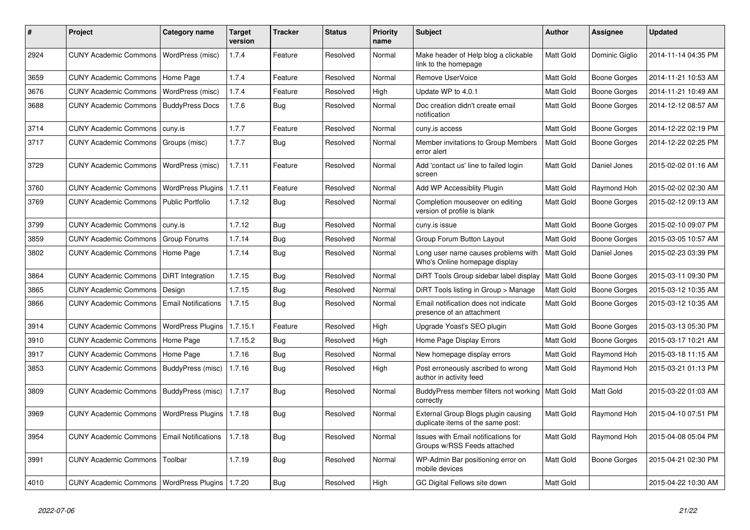| # | Project | Category name | Target version | Tracker | Status | Priority name | Subject | Author | Assignee | Updated |
|---|---|---|---|---|---|---|---|---|---|---|
| 2924 | CUNY Academic Commons | WordPress (misc) | 1.7.4 | Feature | Resolved | Normal | Make header of Help blog a clickable link to the homepage | Matt Gold | Dominic Giglio | 2014-11-14 04:35 PM |
| 3659 | CUNY Academic Commons | Home Page | 1.7.4 | Feature | Resolved | Normal | Remove UserVoice | Matt Gold | Boone Gorges | 2014-11-21 10:53 AM |
| 3676 | CUNY Academic Commons | WordPress (misc) | 1.7.4 | Feature | Resolved | High | Update WP to 4.0.1 | Matt Gold | Boone Gorges | 2014-11-21 10:49 AM |
| 3688 | CUNY Academic Commons | BuddyPress Docs | 1.7.6 | Bug | Resolved | Normal | Doc creation didn't create email notification | Matt Gold | Boone Gorges | 2014-12-12 08:57 AM |
| 3714 | CUNY Academic Commons | cuny.is | 1.7.7 | Feature | Resolved | Normal | cuny.is access | Matt Gold | Boone Gorges | 2014-12-22 02:19 PM |
| 3717 | CUNY Academic Commons | Groups (misc) | 1.7.7 | Bug | Resolved | Normal | Member invitations to Group Members error alert | Matt Gold | Boone Gorges | 2014-12-22 02:25 PM |
| 3729 | CUNY Academic Commons | WordPress (misc) | 1.7.11 | Feature | Resolved | Normal | Add 'contact us' line to failed login screen | Matt Gold | Daniel Jones | 2015-02-02 01:16 AM |
| 3760 | CUNY Academic Commons | WordPress Plugins | 1.7.11 | Feature | Resolved | Normal | Add WP Accessiblity Plugin | Matt Gold | Raymond Hoh | 2015-02-02 02:30 AM |
| 3769 | CUNY Academic Commons | Public Portfolio | 1.7.12 | Bug | Resolved | Normal | Completion mouseover on editing version of profile is blank | Matt Gold | Boone Gorges | 2015-02-12 09:13 AM |
| 3799 | CUNY Academic Commons | cuny.is | 1.7.12 | Bug | Resolved | Normal | cuny.is issue | Matt Gold | Boone Gorges | 2015-02-10 09:07 PM |
| 3859 | CUNY Academic Commons | Group Forums | 1.7.14 | Bug | Resolved | Normal | Group Forum Button Layout | Matt Gold | Boone Gorges | 2015-03-05 10:57 AM |
| 3802 | CUNY Academic Commons | Home Page | 1.7.14 | Bug | Resolved | Normal | Long user name causes problems with Who's Online homepage display | Matt Gold | Daniel Jones | 2015-02-23 03:39 PM |
| 3864 | CUNY Academic Commons | DiRT Integration | 1.7.15 | Bug | Resolved | Normal | DiRT Tools Group sidebar label display | Matt Gold | Boone Gorges | 2015-03-11 09:30 PM |
| 3865 | CUNY Academic Commons | Design | 1.7.15 | Bug | Resolved | Normal | DiRT Tools listing in Group > Manage | Matt Gold | Boone Gorges | 2015-03-12 10:35 AM |
| 3866 | CUNY Academic Commons | Email Notifications | 1.7.15 | Bug | Resolved | Normal | Email notification does not indicate presence of an attachment | Matt Gold | Boone Gorges | 2015-03-12 10:35 AM |
| 3914 | CUNY Academic Commons | WordPress Plugins | 1.7.15.1 | Feature | Resolved | High | Upgrade Yoast's SEO plugin | Matt Gold | Boone Gorges | 2015-03-13 05:30 PM |
| 3910 | CUNY Academic Commons | Home Page | 1.7.15.2 | Bug | Resolved | High | Home Page Display Errors | Matt Gold | Boone Gorges | 2015-03-17 10:21 AM |
| 3917 | CUNY Academic Commons | Home Page | 1.7.16 | Bug | Resolved | Normal | New homepage display errors | Matt Gold | Raymond Hoh | 2015-03-18 11:15 AM |
| 3853 | CUNY Academic Commons | BuddyPress (misc) | 1.7.16 | Bug | Resolved | High | Post erroneously ascribed to wrong author in activity feed | Matt Gold | Raymond Hoh | 2015-03-21 01:13 PM |
| 3809 | CUNY Academic Commons | BuddyPress (misc) | 1.7.17 | Bug | Resolved | Normal | BuddyPress member filters not working correctly | Matt Gold | Matt Gold | 2015-03-22 01:03 AM |
| 3969 | CUNY Academic Commons | WordPress Plugins | 1.7.18 | Bug | Resolved | Normal | External Group Blogs plugin causing duplicate items of the same post: | Matt Gold | Raymond Hoh | 2015-04-10 07:51 PM |
| 3954 | CUNY Academic Commons | Email Notifications | 1.7.18 | Bug | Resolved | Normal | Issues with Email notifications for Groups w/RSS Feeds attached | Matt Gold | Raymond Hoh | 2015-04-08 05:04 PM |
| 3991 | CUNY Academic Commons | Toolbar | 1.7.19 | Bug | Resolved | Normal | WP-Admin Bar positioning error on mobile devices | Matt Gold | Boone Gorges | 2015-04-21 02:30 PM |
| 4010 | CUNY Academic Commons | WordPress Plugins | 1.7.20 | Bug | Resolved | High | GC Digital Fellows site down | Matt Gold | | 2015-04-22 10:30 AM |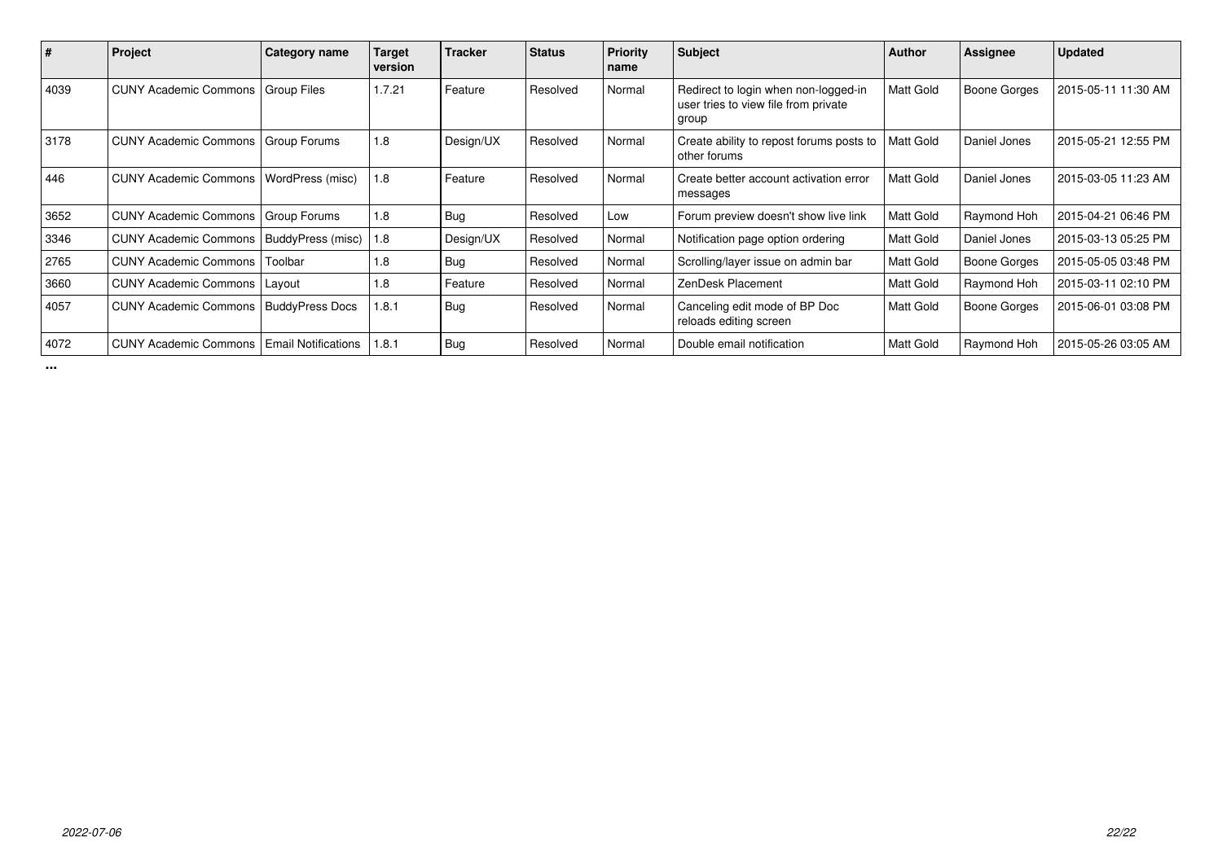| # | Project | Category name | Target version | Tracker | Status | Priority name | Subject | Author | Assignee | Updated |
|---|---|---|---|---|---|---|---|---|---|---|
| 4039 | CUNY Academic Commons | Group Files | 1.7.21 | Feature | Resolved | Normal | Redirect to login when non-logged-in user tries to view file from private group | Matt Gold | Boone Gorges | 2015-05-11 11:30 AM |
| 3178 | CUNY Academic Commons | Group Forums | 1.8 | Design/UX | Resolved | Normal | Create ability to repost forums posts to other forums | Matt Gold | Daniel Jones | 2015-05-21 12:55 PM |
| 446 | CUNY Academic Commons | WordPress (misc) | 1.8 | Feature | Resolved | Normal | Create better account activation error messages | Matt Gold | Daniel Jones | 2015-03-05 11:23 AM |
| 3652 | CUNY Academic Commons | Group Forums | 1.8 | Bug | Resolved | Low | Forum preview doesn't show live link | Matt Gold | Raymond Hoh | 2015-04-21 06:46 PM |
| 3346 | CUNY Academic Commons | BuddyPress (misc) | 1.8 | Design/UX | Resolved | Normal | Notification page option ordering | Matt Gold | Daniel Jones | 2015-03-13 05:25 PM |
| 2765 | CUNY Academic Commons | Toolbar | 1.8 | Bug | Resolved | Normal | Scrolling/layer issue on admin bar | Matt Gold | Boone Gorges | 2015-05-05 03:48 PM |
| 3660 | CUNY Academic Commons | Layout | 1.8 | Feature | Resolved | Normal | ZenDesk Placement | Matt Gold | Raymond Hoh | 2015-03-11 02:10 PM |
| 4057 | CUNY Academic Commons | BuddyPress Docs | 1.8.1 | Bug | Resolved | Normal | Canceling edit mode of BP Doc reloads editing screen | Matt Gold | Boone Gorges | 2015-06-01 03:08 PM |
| 4072 | CUNY Academic Commons | Email Notifications | 1.8.1 | Bug | Resolved | Normal | Double email notification | Matt Gold | Raymond Hoh | 2015-05-26 03:05 AM |

...